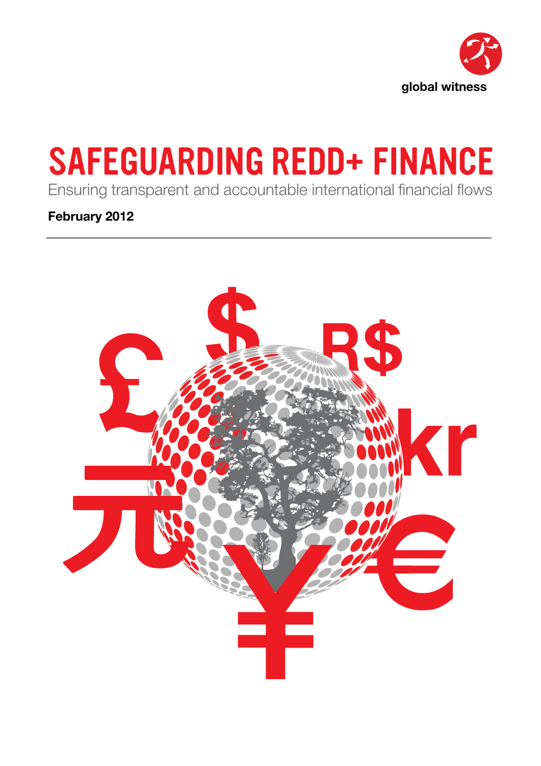global witness

# SAFEGUARDING REDD+ FINANCE

Ensuring transparent and accountable international financial flows

**February 2012**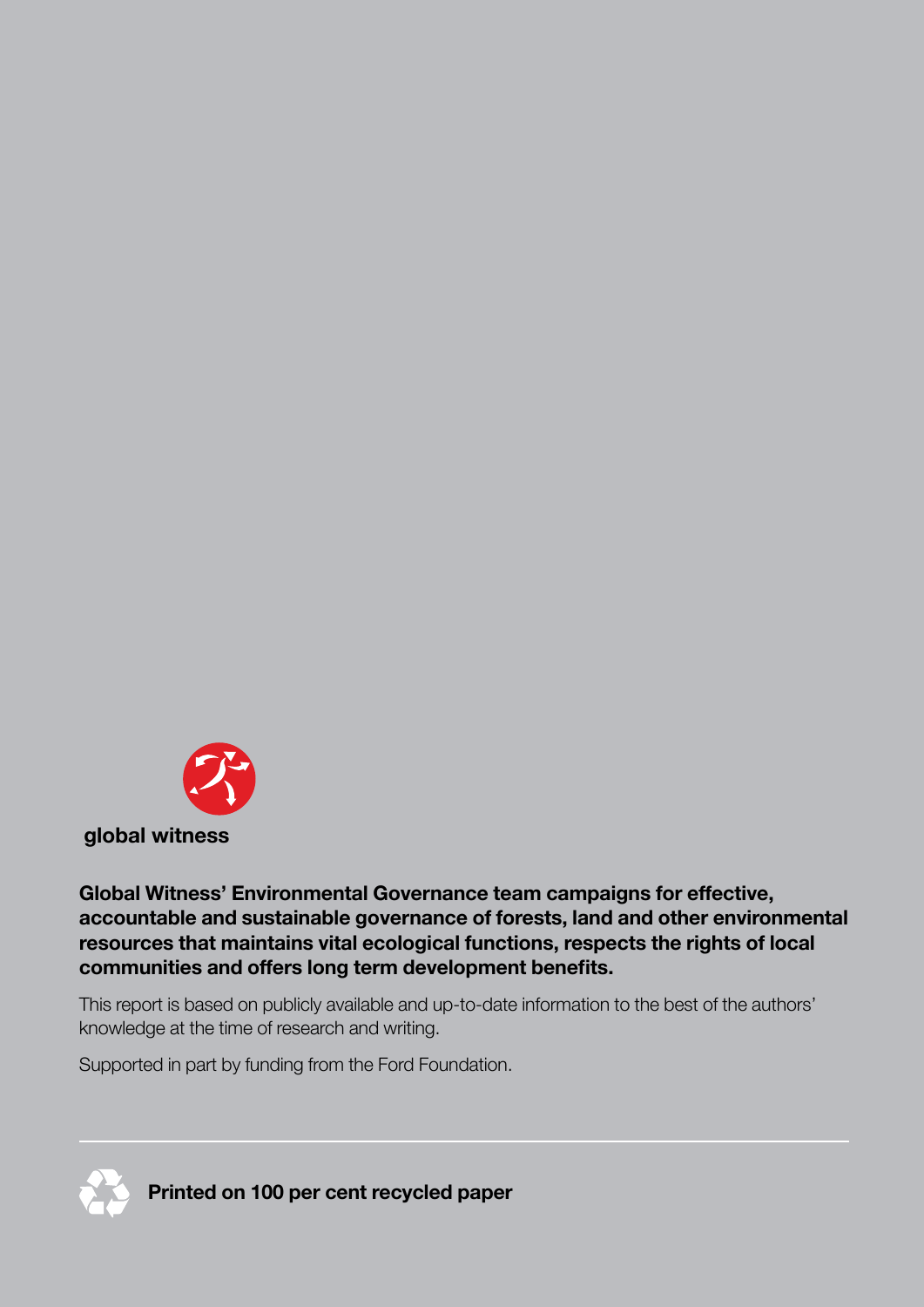global witness

**Global Witness' Environmental Governance team campaigns for effective, accountable and sustainable governance of forests, land and other environmental resources that maintains vital ecological functions, respects the rights of local communities and offers long term development benefits.**

This report is based on publicly available and up-to-date information to the best of the authors' knowledge at the time of research and writing.

Supported in part by funding from the Ford Foundation.

**Printed on 100 per cent recycled paper**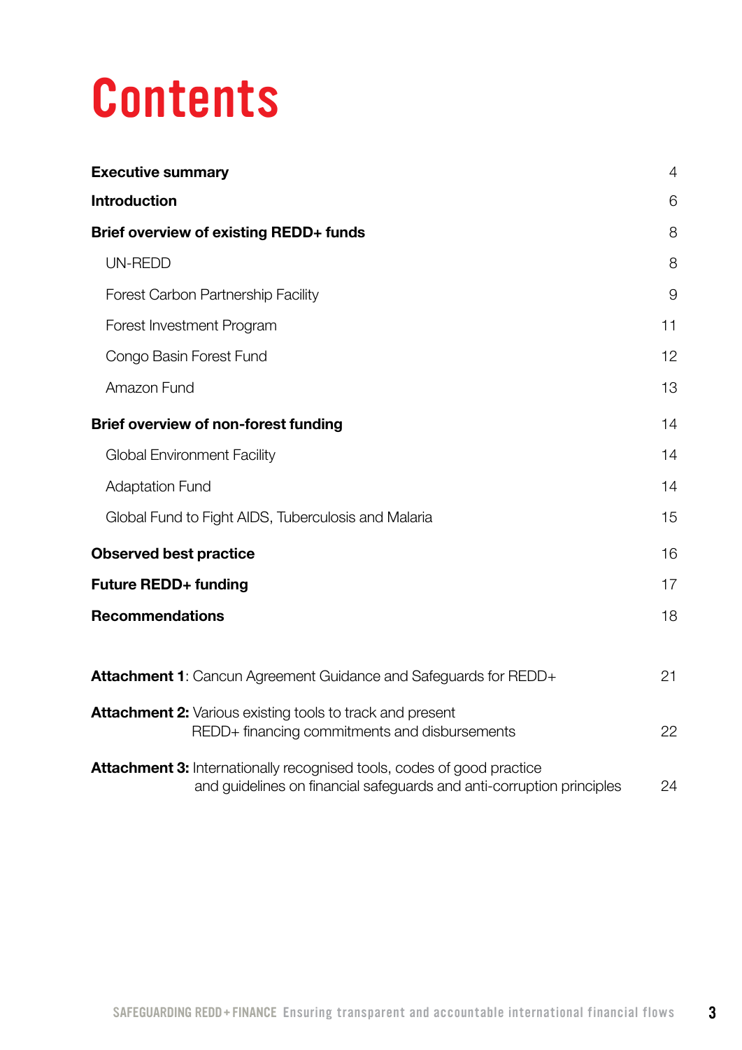# Contents

| | |
|---|---|
| **Executive summary** | 4 |
| **Introduction** | 6 |
| **Brief overview of existing REDD+ funds** | 8 |
| UN-REDD | 8 |
| Forest Carbon Partnership Facility | 9 |
| Forest Investment Program | 11 |
| Congo Basin Forest Fund | 12 |
| Amazon Fund | 13 |
| **Brief overview of non-forest funding** | 14 |
| Global Environment Facility | 14 |
| Adaptation Fund | 14 |
| Global Fund to Fight AIDS, Tuberculosis and Malaria | 15 |
| **Observed best practice** | 16 |
| **Future REDD+ funding** | 17 |
| **Recommendations** | 18 |
| **Attachment 1**: Cancun Agreement Guidance and Safeguards for REDD+ | 21 |
| **Attachment 2:** Various existing tools to track and present REDD+ financing commitments and disbursements | 22 |
| **Attachment 3:** Internationally recognised tools, codes of good practice and guidelines on financial safeguards and anti-corruption principles | 24 |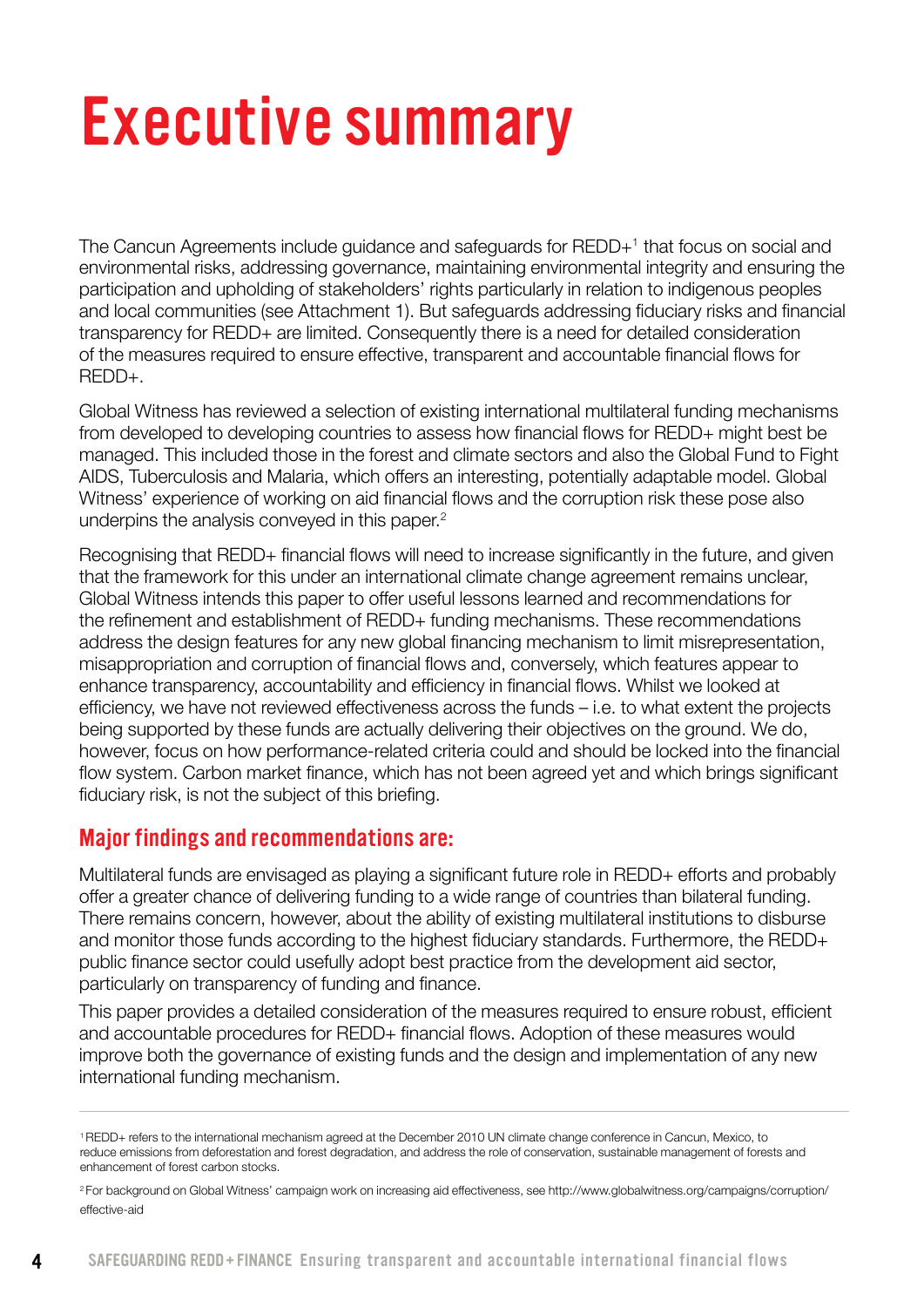# Executive summary

The Cancun Agreements include guidance and safeguards for REDD+[1] that focus on social and environmental risks, addressing governance, maintaining environmental integrity and ensuring the participation and upholding of stakeholders' rights particularly in relation to indigenous peoples and local communities (see Attachment 1). But safeguards addressing fiduciary risks and financial transparency for REDD+ are limited. Consequently there is a need for detailed consideration of the measures required to ensure effective, transparent and accountable financial flows for REDD+.

Global Witness has reviewed a selection of existing international multilateral funding mechanisms from developed to developing countries to assess how financial flows for REDD+ might best be managed. This included those in the forest and climate sectors and also the Global Fund to Fight AIDS, Tuberculosis and Malaria, which offers an interesting, potentially adaptable model. Global Witness' experience of working on aid financial flows and the corruption risk these pose also underpins the analysis conveyed in this paper.[2]

Recognising that REDD+ financial flows will need to increase significantly in the future, and given that the framework for this under an international climate change agreement remains unclear, Global Witness intends this paper to offer useful lessons learned and recommendations for the refinement and establishment of REDD+ funding mechanisms. These recommendations address the design features for any new global financing mechanism to limit misrepresentation, misappropriation and corruption of financial flows and, conversely, which features appear to enhance transparency, accountability and efficiency in financial flows. Whilst we looked at efficiency, we have not reviewed effectiveness across the funds – i.e. to what extent the projects being supported by these funds are actually delivering their objectives on the ground. We do, however, focus on how performance-related criteria could and should be locked into the financial flow system. Carbon market finance, which has not been agreed yet and which brings significant fiduciary risk, is not the subject of this briefing.

## Major findings and recommendations are:

Multilateral funds are envisaged as playing a significant future role in REDD+ efforts and probably offer a greater chance of delivering funding to a wide range of countries than bilateral funding. There remains concern, however, about the ability of existing multilateral institutions to disburse and monitor those funds according to the highest fiduciary standards. Furthermore, the REDD+ public finance sector could usefully adopt best practice from the development aid sector, particularly on transparency of funding and finance.

This paper provides a detailed consideration of the measures required to ensure robust, efficient and accountable procedures for REDD+ financial flows. Adoption of these measures would improve both the governance of existing funds and the design and implementation of any new international funding mechanism.

---

[1] REDD+ refers to the international mechanism agreed at the December 2010 UN climate change conference in Cancun, Mexico, to reduce emissions from deforestation and forest degradation, and address the role of conservation, sustainable management of forests and enhancement of forest carbon stocks.

[2] For background on Global Witness' campaign work on increasing aid effectiveness, see http://www.globalwitness.org/campaigns/corruption/effective-aid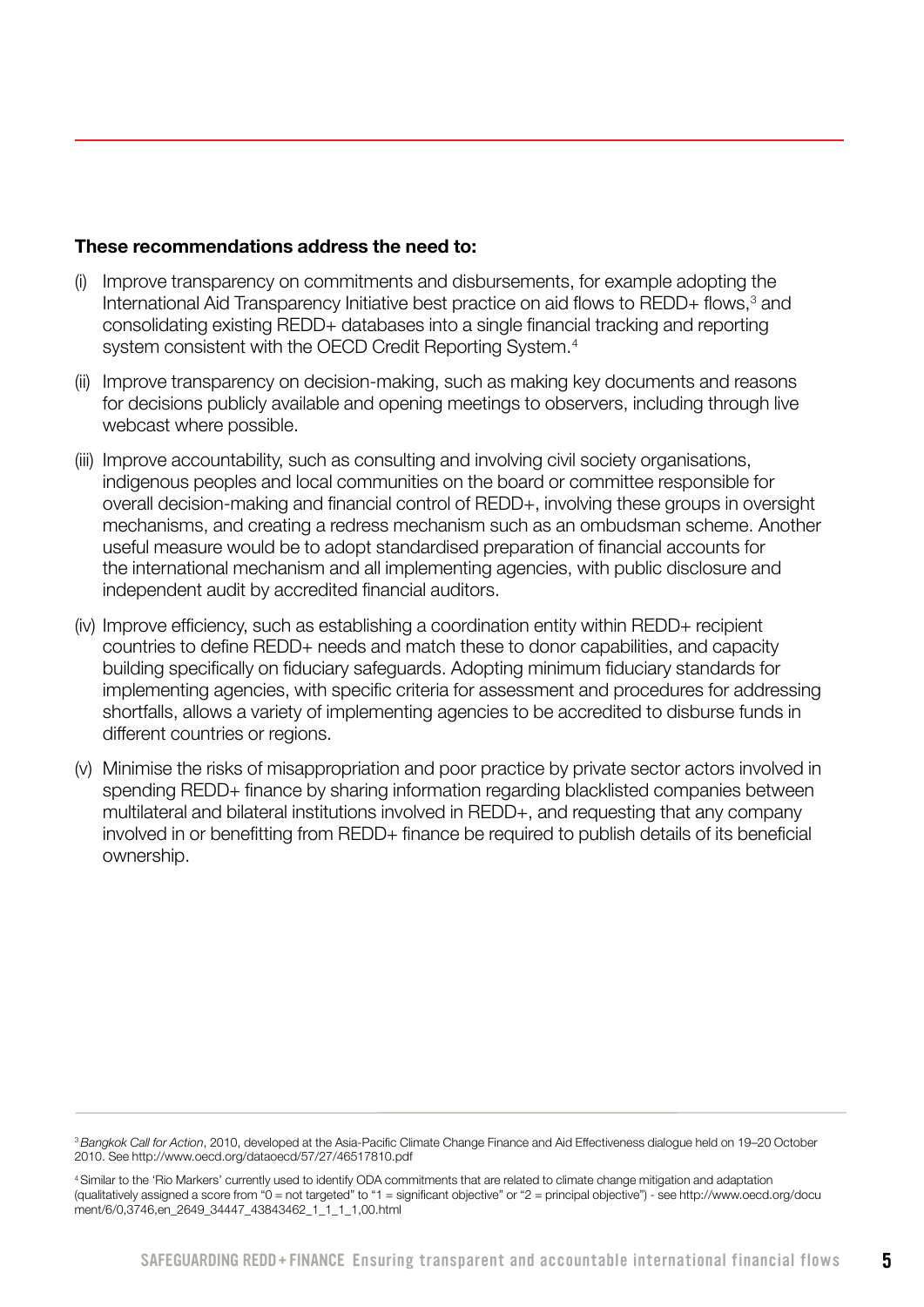**These recommendations address the need to:**

(i) Improve transparency on commitments and disbursements, for example adopting the International Aid Transparency Initiative best practice on aid flows to REDD+ flows,[3] and consolidating existing REDD+ databases into a single financial tracking and reporting system consistent with the OECD Credit Reporting System.[4]

(ii) Improve transparency on decision-making, such as making key documents and reasons for decisions publicly available and opening meetings to observers, including through live webcast where possible.

(iii) Improve accountability, such as consulting and involving civil society organisations, indigenous peoples and local communities on the board or committee responsible for overall decision-making and financial control of REDD+, involving these groups in oversight mechanisms, and creating a redress mechanism such as an ombudsman scheme. Another useful measure would be to adopt standardised preparation of financial accounts for the international mechanism and all implementing agencies, with public disclosure and independent audit by accredited financial auditors.

(iv) Improve efficiency, such as establishing a coordination entity within REDD+ recipient countries to define REDD+ needs and match these to donor capabilities, and capacity building specifically on fiduciary safeguards. Adopting minimum fiduciary standards for implementing agencies, with specific criteria for assessment and procedures for addressing shortfalls, allows a variety of implementing agencies to be accredited to disburse funds in different countries or regions.

(v) Minimise the risks of misappropriation and poor practice by private sector actors involved in spending REDD+ finance by sharing information regarding blacklisted companies between multilateral and bilateral institutions involved in REDD+, and requesting that any company involved in or benefitting from REDD+ finance be required to publish details of its beneficial ownership.

---

[3] *Bangkok Call for Action*, 2010, developed at the Asia-Pacific Climate Change Finance and Aid Effectiveness dialogue held on 19–20 October 2010. See http://www.oecd.org/dataoecd/57/27/46517810.pdf

[4] Similar to the 'Rio Markers' currently used to identify ODA commitments that are related to climate change mitigation and adaptation (qualitatively assigned a score from "0 = not targeted" to "1 = significant objective" or "2 = principal objective") - see http://www.oecd.org/document/6/0,3746,en_2649_34447_43843462_1_1_1_1,00.html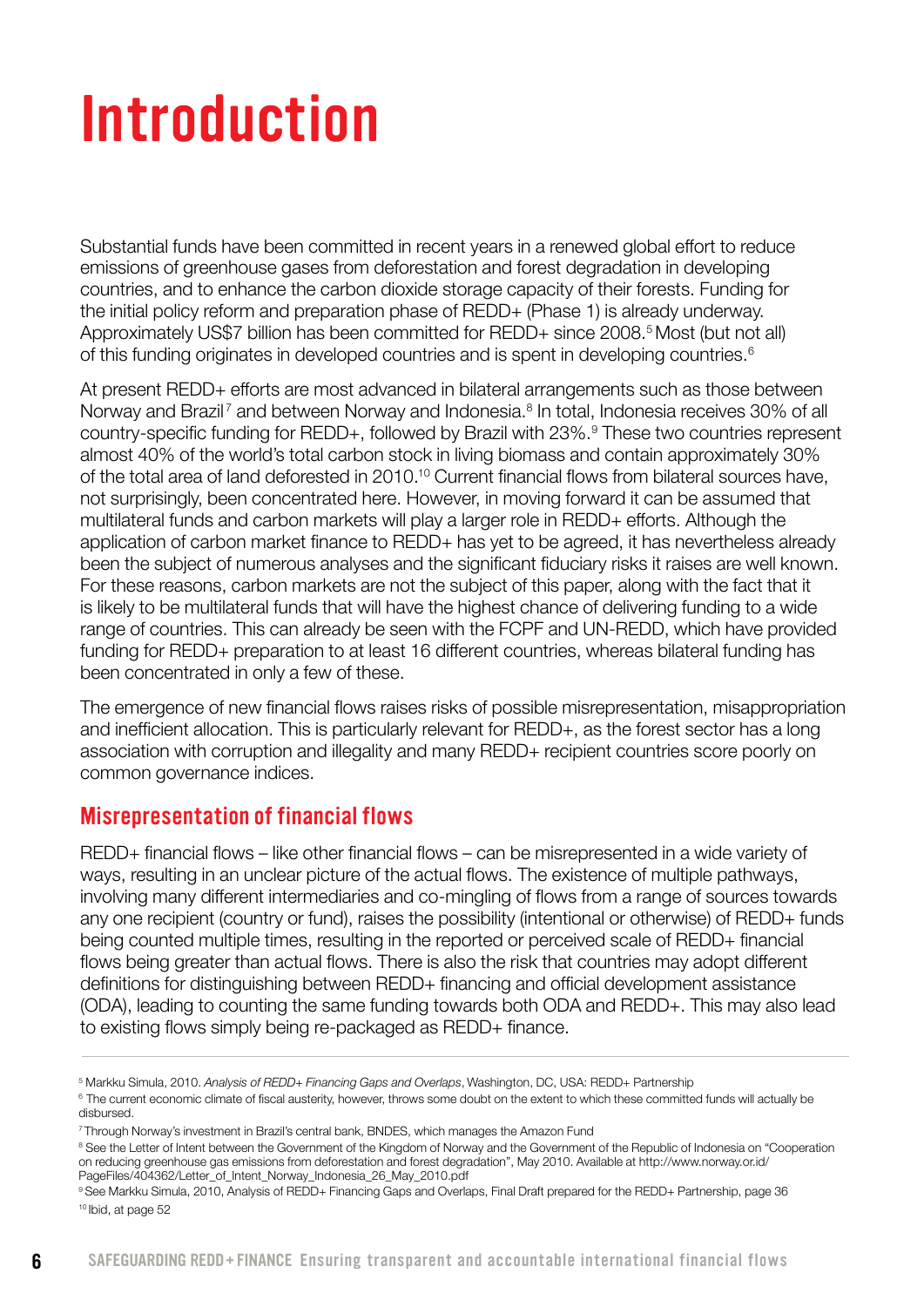# Introduction

Substantial funds have been committed in recent years in a renewed global effort to reduce emissions of greenhouse gases from deforestation and forest degradation in developing countries, and to enhance the carbon dioxide storage capacity of their forests. Funding for the initial policy reform and preparation phase of REDD+ (Phase 1) is already underway. Approximately US$7 billion has been committed for REDD+ since 2008.[5] Most (but not all) of this funding originates in developed countries and is spent in developing countries.[6]

At present REDD+ efforts are most advanced in bilateral arrangements such as those between Norway and Brazil[7] and between Norway and Indonesia.[8] In total, Indonesia receives 30% of all country-specific funding for REDD+, followed by Brazil with 23%.[9] These two countries represent almost 40% of the world's total carbon stock in living biomass and contain approximately 30% of the total area of land deforested in 2010.[10] Current financial flows from bilateral sources have, not surprisingly, been concentrated here. However, in moving forward it can be assumed that multilateral funds and carbon markets will play a larger role in REDD+ efforts. Although the application of carbon market finance to REDD+ has yet to be agreed, it has nevertheless already been the subject of numerous analyses and the significant fiduciary risks it raises are well known. For these reasons, carbon markets are not the subject of this paper, along with the fact that it is likely to be multilateral funds that will have the highest chance of delivering funding to a wide range of countries. This can already be seen with the FCPF and UN-REDD, which have provided funding for REDD+ preparation to at least 16 different countries, whereas bilateral funding has been concentrated in only a few of these.

The emergence of new financial flows raises risks of possible misrepresentation, misappropriation and inefficient allocation. This is particularly relevant for REDD+, as the forest sector has a long association with corruption and illegality and many REDD+ recipient countries score poorly on common governance indices.

## Misrepresentation of financial flows

REDD+ financial flows – like other financial flows – can be misrepresented in a wide variety of ways, resulting in an unclear picture of the actual flows. The existence of multiple pathways, involving many different intermediaries and co-mingling of flows from a range of sources towards any one recipient (country or fund), raises the possibility (intentional or otherwise) of REDD+ funds being counted multiple times, resulting in the reported or perceived scale of REDD+ financial flows being greater than actual flows. There is also the risk that countries may adopt different definitions for distinguishing between REDD+ financing and official development assistance (ODA), leading to counting the same funding towards both ODA and REDD+. This may also lead to existing flows simply being re-packaged as REDD+ finance.

---

[5] Markku Simula, 2010. *Analysis of REDD+ Financing Gaps and Overlaps*, Washington, DC, USA: REDD+ Partnership

[6] The current economic climate of fiscal austerity, however, throws some doubt on the extent to which these committed funds will actually be disbursed.

[7] Through Norway's investment in Brazil's central bank, BNDES, which manages the Amazon Fund

[8] See the Letter of Intent between the Government of the Kingdom of Norway and the Government of the Republic of Indonesia on "Cooperation on reducing greenhouse gas emissions from deforestation and forest degradation", May 2010. Available at http://www.norway.or.id/PageFiles/404362/Letter_of_Intent_Norway_Indonesia_26_May_2010.pdf

[9] See Markku Simula, 2010, Analysis of REDD+ Financing Gaps and Overlaps, Final Draft prepared for the REDD+ Partnership, page 36

[10] Ibid, at page 52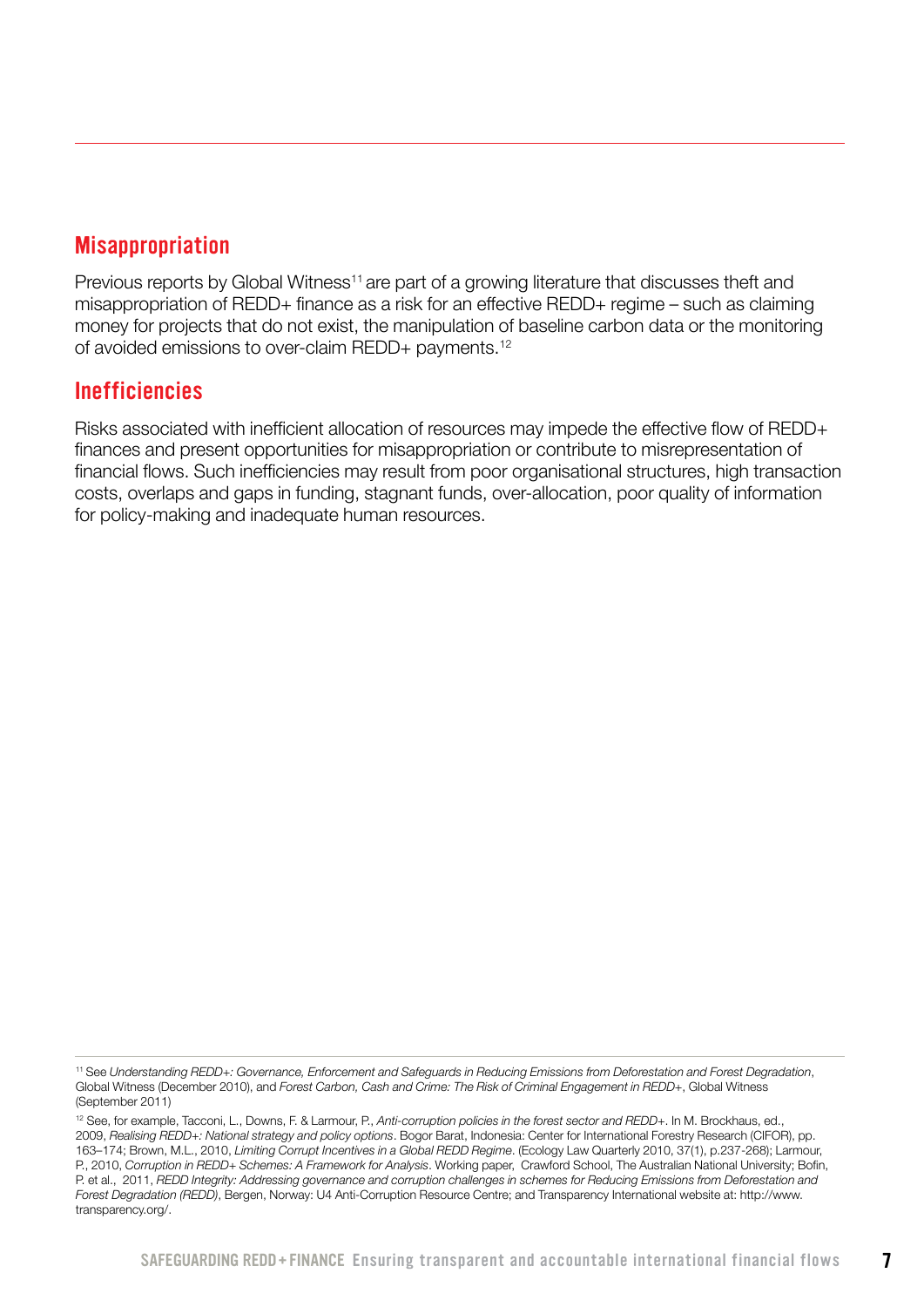## Misappropriation

Previous reports by Global Witness[11] are part of a growing literature that discusses theft and misappropriation of REDD+ finance as a risk for an effective REDD+ regime – such as claiming money for projects that do not exist, the manipulation of baseline carbon data or the monitoring of avoided emissions to over-claim REDD+ payments.[12]

## Inefficiencies

Risks associated with inefficient allocation of resources may impede the effective flow of REDD+ finances and present opportunities for misappropriation or contribute to misrepresentation of financial flows. Such inefficiencies may result from poor organisational structures, high transaction costs, overlaps and gaps in funding, stagnant funds, over-allocation, poor quality of information for policy-making and inadequate human resources.

---

[11] See *Understanding REDD+: Governance, Enforcement and Safeguards in Reducing Emissions from Deforestation and Forest Degradation*, Global Witness (December 2010), and *Forest Carbon, Cash and Crime: The Risk of Criminal Engagement in REDD+*, Global Witness (September 2011)

[12] See, for example, Tacconi, L., Downs, F. & Larmour, P., *Anti-corruption policies in the forest sector and REDD+*. In M. Brockhaus, ed., 2009, *Realising REDD+: National strategy and policy options*. Bogor Barat, Indonesia: Center for International Forestry Research (CIFOR), pp. 163–174; Brown, M.L., 2010, *Limiting Corrupt Incentives in a Global REDD Regime*. (Ecology Law Quarterly 2010, 37(1), p.237-268); Larmour, P., 2010, *Corruption in REDD+ Schemes: A Framework for Analysis*. Working paper, Crawford School, The Australian National University; Bofin, P. et al., 2011, *REDD Integrity: Addressing governance and corruption challenges in schemes for Reducing Emissions from Deforestation and Forest Degradation (REDD)*, Bergen, Norway: U4 Anti-Corruption Resource Centre; and Transparency International website at: http://www.transparency.org/.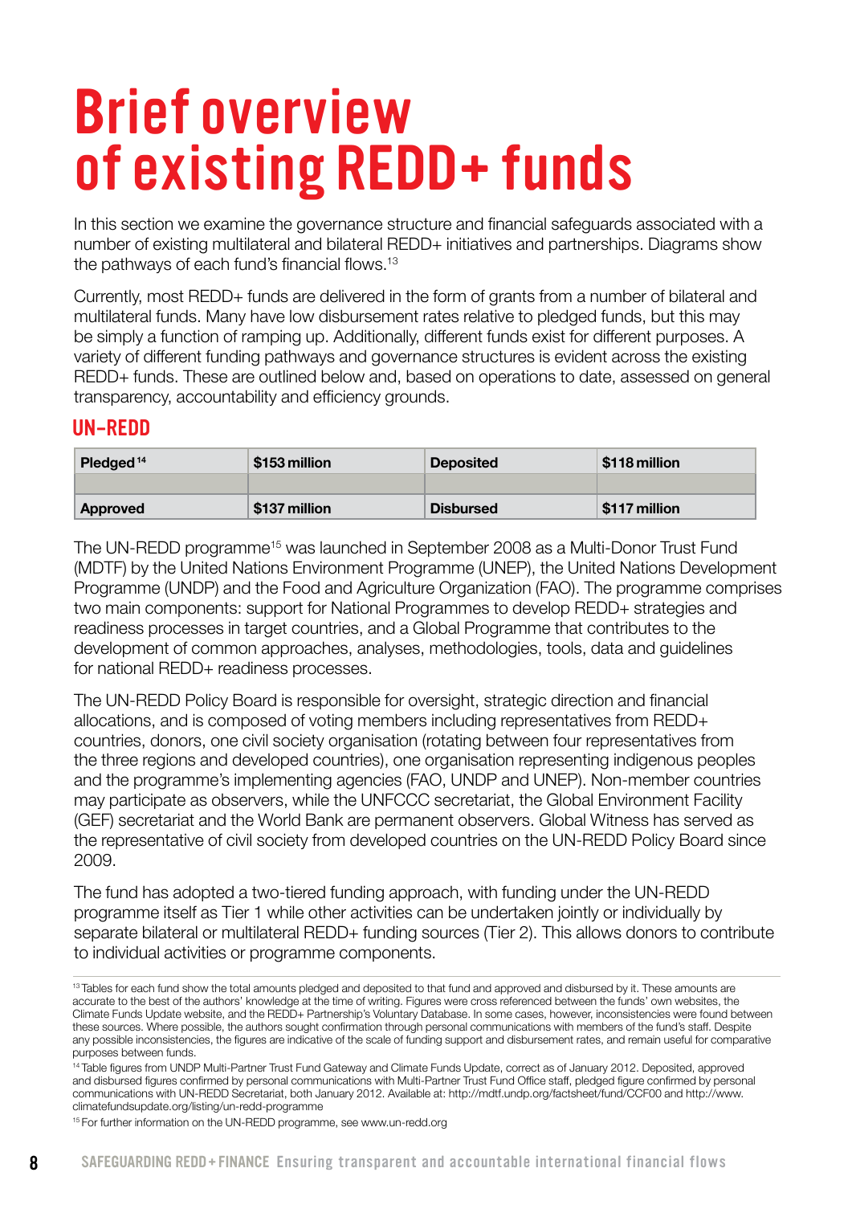# Brief overview of existing REDD+ funds

In this section we examine the governance structure and financial safeguards associated with a number of existing multilateral and bilateral REDD+ initiatives and partnerships. Diagrams show the pathways of each fund's financial flows.[13]

Currently, most REDD+ funds are delivered in the form of grants from a number of bilateral and multilateral funds. Many have low disbursement rates relative to pledged funds, but this may be simply a function of ramping up. Additionally, different funds exist for different purposes. A variety of different funding pathways and governance structures is evident across the existing REDD+ funds. These are outlined below and, based on operations to date, assessed on general transparency, accountability and efficiency grounds.

## UN-REDD

| Pledged [14] | $153 million | Deposited | $118 million |
|---|---|---|---|
| Approved | $137 million | Disbursed | $117 million |

The UN-REDD programme[15] was launched in September 2008 as a Multi-Donor Trust Fund (MDTF) by the United Nations Environment Programme (UNEP), the United Nations Development Programme (UNDP) and the Food and Agriculture Organization (FAO). The programme comprises two main components: support for National Programmes to develop REDD+ strategies and readiness processes in target countries, and a Global Programme that contributes to the development of common approaches, analyses, methodologies, tools, data and guidelines for national REDD+ readiness processes.

The UN-REDD Policy Board is responsible for oversight, strategic direction and financial allocations, and is composed of voting members including representatives from REDD+ countries, donors, one civil society organisation (rotating between four representatives from the three regions and developed countries), one organisation representing indigenous peoples and the programme's implementing agencies (FAO, UNDP and UNEP). Non-member countries may participate as observers, while the UNFCCC secretariat, the Global Environment Facility (GEF) secretariat and the World Bank are permanent observers. Global Witness has served as the representative of civil society from developed countries on the UN-REDD Policy Board since 2009.

The fund has adopted a two-tiered funding approach, with funding under the UN-REDD programme itself as Tier 1 while other activities can be undertaken jointly or individually by separate bilateral or multilateral REDD+ funding sources (Tier 2). This allows donors to contribute to individual activities or programme components.

[13] Tables for each fund show the total amounts pledged and deposited to that fund and approved and disbursed by it. These amounts are accurate to the best of the authors' knowledge at the time of writing. Figures were cross referenced between the funds' own websites, the Climate Funds Update website, and the REDD+ Partnership's Voluntary Database. In some cases, however, inconsistencies were found between these sources. Where possible, the authors sought confirmation through personal communications with members of the fund's staff. Despite any possible inconsistencies, the figures are indicative of the scale of funding support and disbursement rates, and remain useful for comparative purposes between funds.

[14] Table figures from UNDP Multi-Partner Trust Fund Gateway and Climate Funds Update, correct as of January 2012. Deposited, approved and disbursed figures confirmed by personal communications with Multi-Partner Trust Fund Office staff, pledged figure confirmed by personal communications with UN-REDD Secretariat, both January 2012. Available at: http://mdtf.undp.org/factsheet/fund/CCF00 and http://www.climatefundsupdate.org/listing/un-redd-programme

[15] For further information on the UN-REDD programme, see www.un-redd.org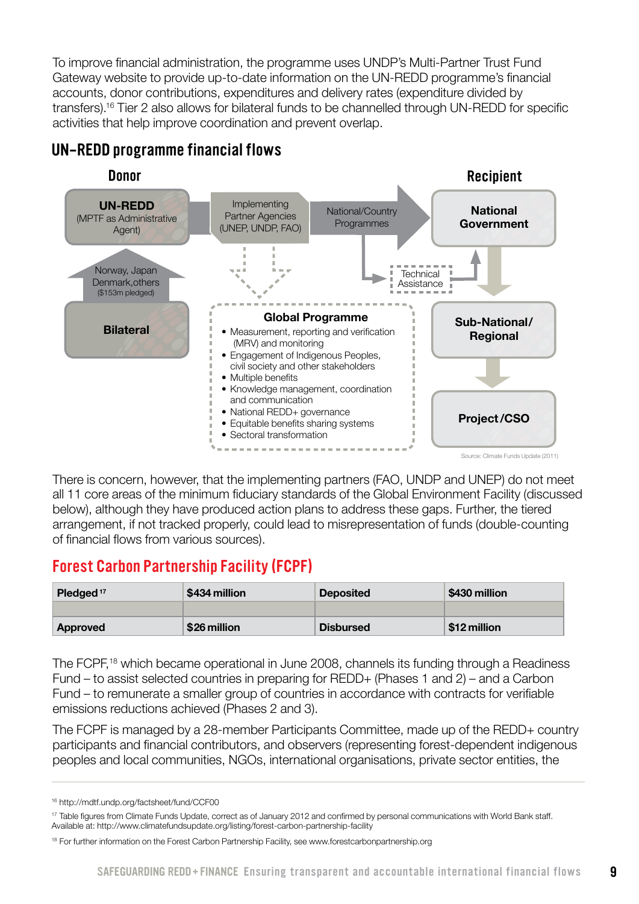To improve financial administration, the programme uses UNDP's Multi-Partner Trust Fund Gateway website to provide up-to-date information on the UN-REDD programme's financial accounts, donor contributions, expenditures and delivery rates (expenditure divided by transfers).[16] Tier 2 also allows for bilateral funds to be channelled through UN-REDD for specific activities that help improve coordination and prevent overlap.

## UN-REDD programme financial flows

**Donor**

**UN-REDD** (MPTF as Administrative Agent)

Implementing Partner Agencies (UNEP, UNDP, FAO)

National/Country Programmes

**Recipient**

**National Government**

Norway, Japan Denmark, others ($153m pledged)

Technical Assistance

**Bilateral**

**Global Programme**

- Measurement, reporting and verification (MRV) and monitoring
- Engagement of Indigenous Peoples, civil society and other stakeholders
- Multiple benefits
- Knowledge management, coordination and communication
- National REDD+ governance
- Equitable benefits sharing systems
- Sectoral transformation

**Sub-National/ Regional**

**Project/CSO**

Source: Climate Funds Update (2011)

There is concern, however, that the implementing partners (FAO, UNDP and UNEP) do not meet all 11 core areas of the minimum fiduciary standards of the Global Environment Facility (discussed below), although they have produced action plans to address these gaps. Further, the tiered arrangement, if not tracked properly, could lead to misrepresentation of funds (double-counting of financial flows from various sources).

## Forest Carbon Partnership Facility (FCPF)

| **Pledged** [17] | **$434 million** | **Deposited** | **$430 million** |
|---|---|---|---|
| **Approved** | **$26 million** | **Disbursed** | **$12 million** |

The FCPF,[18] which became operational in June 2008, channels its funding through a Readiness Fund – to assist selected countries in preparing for REDD+ (Phases 1 and 2) – and a Carbon Fund – to remunerate a smaller group of countries in accordance with contracts for verifiable emissions reductions achieved (Phases 2 and 3).

The FCPF is managed by a 28-member Participants Committee, made up of the REDD+ country participants and financial contributors, and observers (representing forest-dependent indigenous peoples and local communities, NGOs, international organisations, private sector entities, the

[16] http://mdtf.undp.org/factsheet/fund/CCF00

[17] Table figures from Climate Funds Update, correct as of January 2012 and confirmed by personal communications with World Bank staff. Available at: http://www.climatefundsupdate.org/listing/forest-carbon-partnership-facility

[18] For further information on the Forest Carbon Partnership Facility, see www.forestcarbonpartnership.org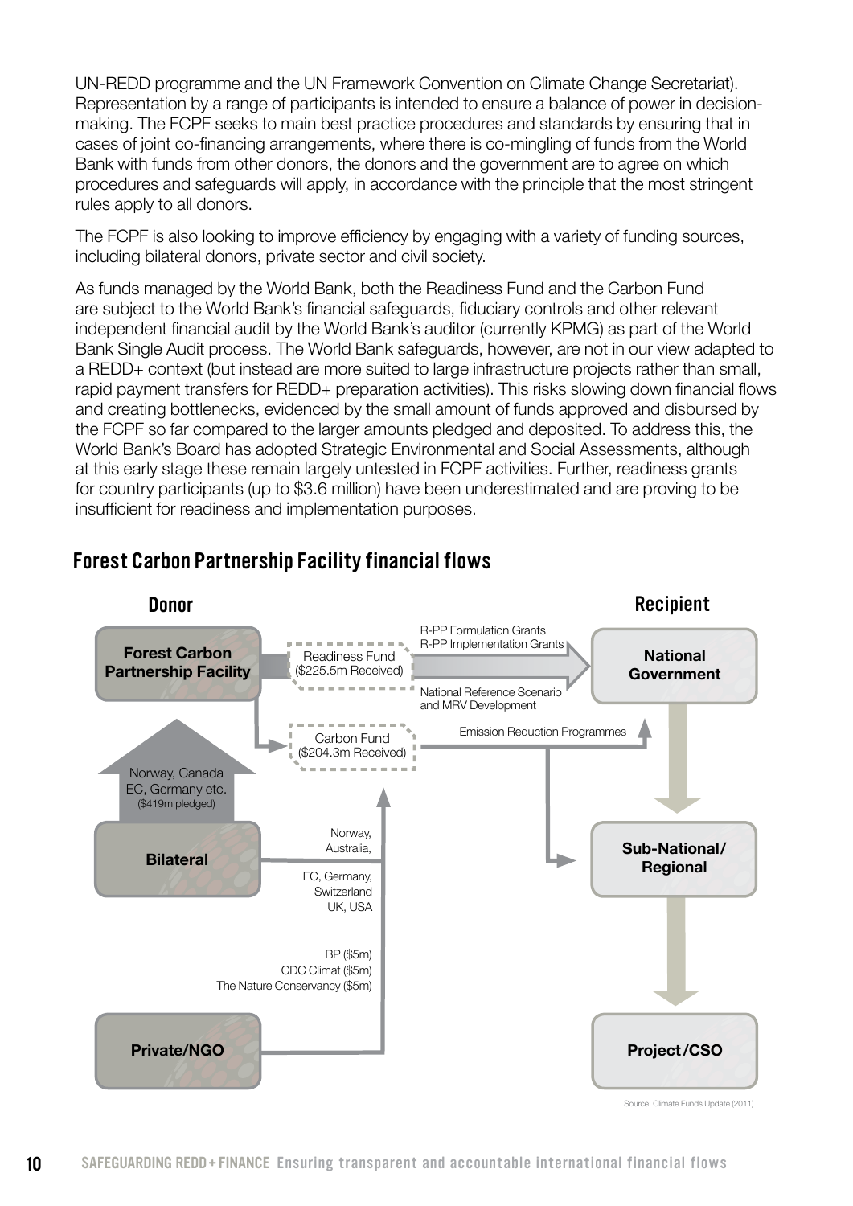UN-REDD programme and the UN Framework Convention on Climate Change Secretariat). Representation by a range of participants is intended to ensure a balance of power in decision-making. The FCPF seeks to main best practice procedures and standards by ensuring that in cases of joint co-financing arrangements, where there is co-mingling of funds from the World Bank with funds from other donors, the donors and the government are to agree on which procedures and safeguards will apply, in accordance with the principle that the most stringent rules apply to all donors.

The FCPF is also looking to improve efficiency by engaging with a variety of funding sources, including bilateral donors, private sector and civil society.

As funds managed by the World Bank, both the Readiness Fund and the Carbon Fund are subject to the World Bank's financial safeguards, fiduciary controls and other relevant independent financial audit by the World Bank's auditor (currently KPMG) as part of the World Bank Single Audit process. The World Bank safeguards, however, are not in our view adapted to a REDD+ context (but instead are more suited to large infrastructure projects rather than small, rapid payment transfers for REDD+ preparation activities). This risks slowing down financial flows and creating bottlenecks, evidenced by the small amount of funds approved and disbursed by the FCPF so far compared to the larger amounts pledged and deposited. To address this, the World Bank's Board has adopted Strategic Environmental and Social Assessments, although at this early stage these remain largely untested in FCPF activities. Further, readiness grants for country participants (up to $3.6 million) have been underestimated and are proving to be insufficient for readiness and implementation purposes.

## Forest Carbon Partnership Facility financial flows

**Donor**

- **Forest Carbon Partnership Facility**
  - Readiness Fund ($225.5m Received) → National Government: R-PP Formulation Grants; R-PP Implementation Grants; National Reference Scenario and MRV Development
  - Carbon Fund ($204.3m Received) → National Government and Sub-National/Regional: Emission Reduction Programmes
- **Bilateral** → Forest Carbon Partnership Facility: Norway, Canada, EC, Germany etc. ($419m pledged)
  - Norway, Australia, EC, Germany, Switzerland, UK, USA → Carbon Fund
- **Private/NGO** → Carbon Fund: BP ($5m); CDC Climat ($5m); The Nature Conservancy ($5m)

**Recipient**

- **National Government** → **Sub-National/Regional** → **Project/CSO**

Source: Climate Funds Update (2011)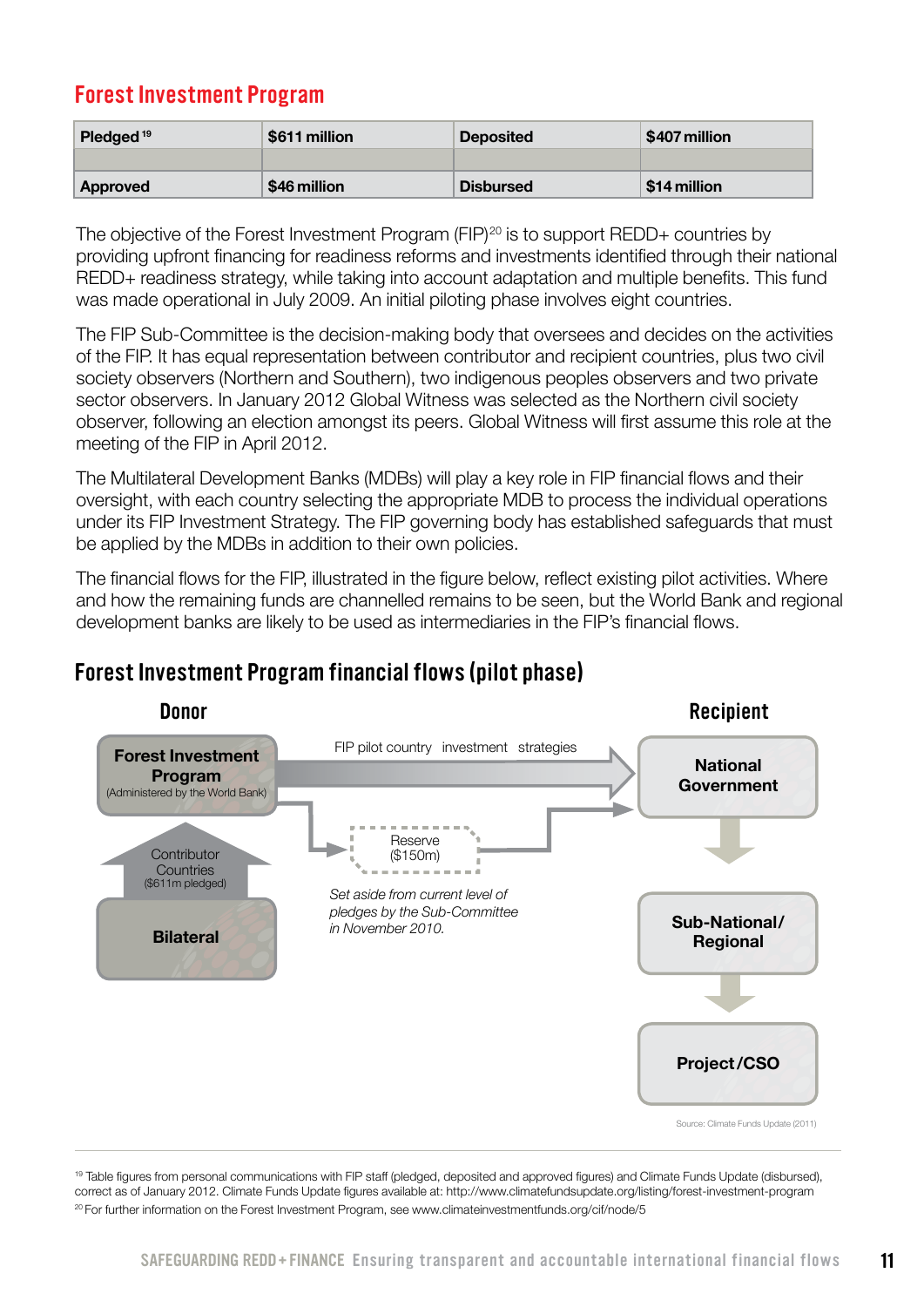## Forest Investment Program

| Pledged [19] | $611 million | Deposited | $407 million |
|---|---|---|---|
| Approved | $46 million | Disbursed | $14 million |

The objective of the Forest Investment Program (FIP)[20] is to support REDD+ countries by providing upfront financing for readiness reforms and investments identified through their national REDD+ readiness strategy, while taking into account adaptation and multiple benefits. This fund was made operational in July 2009. An initial piloting phase involves eight countries.

The FIP Sub-Committee is the decision-making body that oversees and decides on the activities of the FIP. It has equal representation between contributor and recipient countries, plus two civil society observers (Northern and Southern), two indigenous peoples observers and two private sector observers. In January 2012 Global Witness was selected as the Northern civil society observer, following an election amongst its peers. Global Witness will first assume this role at the meeting of the FIP in April 2012.

The Multilateral Development Banks (MDBs) will play a key role in FIP financial flows and their oversight, with each country selecting the appropriate MDB to process the individual operations under its FIP Investment Strategy. The FIP governing body has established safeguards that must be applied by the MDBs in addition to their own policies.

The financial flows for the FIP, illustrated in the figure below, reflect existing pilot activities. Where and how the remaining funds are channelled remains to be seen, but the World Bank and regional development banks are likely to be used as intermediaries in the FIP's financial flows.

### Forest Investment Program financial flows (pilot phase)

**Donor**

**Forest Investment Program** (Administered by the World Bank)

Contributor Countries ($611m pledged)

**Bilateral**

FIP pilot country investment strategies

Reserve ($150m)

*Set aside from current level of pledges by the Sub-Committee in November 2010.*

**Recipient**

**National Government**

**Sub-National/ Regional**

**Project/CSO**

Source: Climate Funds Update (2011)

[19] Table figures from personal communications with FIP staff (pledged, deposited and approved figures) and Climate Funds Update (disbursed), correct as of January 2012. Climate Funds Update figures available at: http://www.climatefundsupdate.org/listing/forest-investment-program

[20] For further information on the Forest Investment Program, see www.climateinvestmentfunds.org/cif/node/5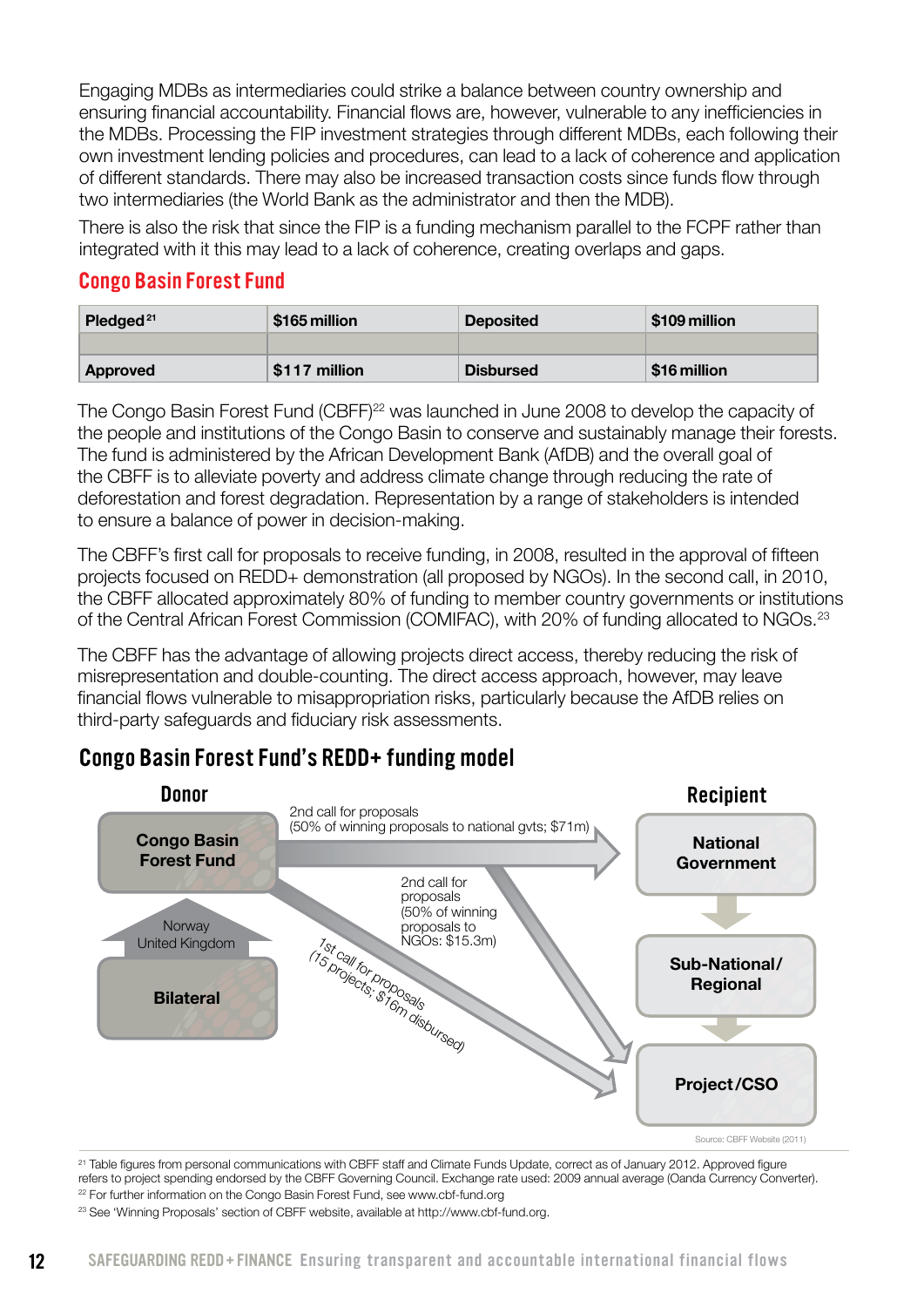Engaging MDBs as intermediaries could strike a balance between country ownership and ensuring financial accountability. Financial flows are, however, vulnerable to any inefficiencies in the MDBs. Processing the FIP investment strategies through different MDBs, each following their own investment lending policies and procedures, can lead to a lack of coherence and application of different standards. There may also be increased transaction costs since funds flow through two intermediaries (the World Bank as the administrator and then the MDB).

There is also the risk that since the FIP is a funding mechanism parallel to the FCPF rather than integrated with it this may lead to a lack of coherence, creating overlaps and gaps.

## Congo Basin Forest Fund

| Pledged[21] | $165 million | Deposited | $109 million |
|---|---|---|---|
| Approved | $117 million | Disbursed | $16 million |

The Congo Basin Forest Fund (CBFF)[22] was launched in June 2008 to develop the capacity of the people and institutions of the Congo Basin to conserve and sustainably manage their forests. The fund is administered by the African Development Bank (AfDB) and the overall goal of the CBFF is to alleviate poverty and address climate change through reducing the rate of deforestation and forest degradation. Representation by a range of stakeholders is intended to ensure a balance of power in decision-making.

The CBFF's first call for proposals to receive funding, in 2008, resulted in the approval of fifteen projects focused on REDD+ demonstration (all proposed by NGOs). In the second call, in 2010, the CBFF allocated approximately 80% of funding to member country governments or institutions of the Central African Forest Commission (COMIFAC), with 20% of funding allocated to NGOs.[23]

The CBFF has the advantage of allowing projects direct access, thereby reducing the risk of misrepresentation and double-counting. The direct access approach, however, may leave financial flows vulnerable to misappropriation risks, particularly because the AfDB relies on third-party safeguards and fiduciary risk assessments.

## Congo Basin Forest Fund's REDD+ funding model

Donor: Congo Basin Forest Fund; Bilateral (Norway, United Kingdom)

Recipient: National Government → Sub-National/Regional → Project/CSO

- 2nd call for proposals (50% of winning proposals to national gvts; $71m): Congo Basin Forest Fund → National Government
- 2nd call for proposals (50% of winning proposals to NGOs: $15.3m): Congo Basin Forest Fund → Project/CSO
- 1st call for proposals (15 projects; $16m disbursed): Congo Basin Forest Fund → Project/CSO

Source: CBFF Website (2011)

[21] Table figures from personal communications with CBFF staff and Climate Funds Update, correct as of January 2012. Approved figure refers to project spending endorsed by the CBFF Governing Council. Exchange rate used: 2009 annual average (Oanda Currency Converter).

[22] For further information on the Congo Basin Forest Fund, see www.cbf-fund.org

[23] See 'Winning Proposals' section of CBFF website, available at http://www.cbf-fund.org.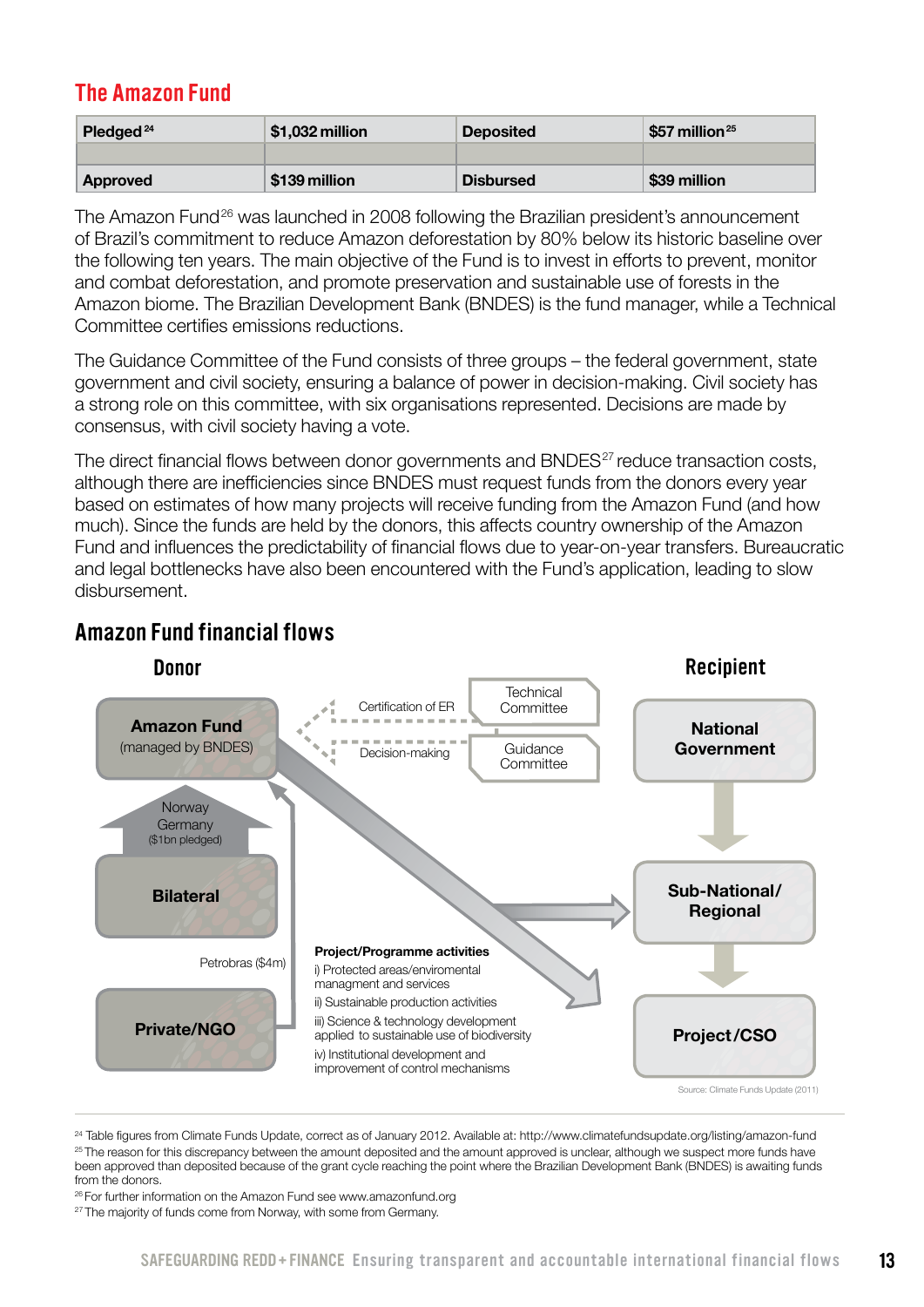## The Amazon Fund

| Pledged [24] | $1,032 million | Deposited | $57 million [25] |
|---|---|---|---|
| Approved | $139 million | Disbursed | $39 million |

The Amazon Fund[26] was launched in 2008 following the Brazilian president's announcement of Brazil's commitment to reduce Amazon deforestation by 80% below its historic baseline over the following ten years. The main objective of the Fund is to invest in efforts to prevent, monitor and combat deforestation, and promote preservation and sustainable use of forests in the Amazon biome. The Brazilian Development Bank (BNDES) is the fund manager, while a Technical Committee certifies emissions reductions.

The Guidance Committee of the Fund consists of three groups – the federal government, state government and civil society, ensuring a balance of power in decision-making. Civil society has a strong role on this committee, with six organisations represented. Decisions are made by consensus, with civil society having a vote.

The direct financial flows between donor governments and BNDES[27] reduce transaction costs, although there are inefficiencies since BNDES must request funds from the donors every year based on estimates of how many projects will receive funding from the Amazon Fund (and how much). Since the funds are held by the donors, this affects country ownership of the Amazon Fund and influences the predictability of financial flows due to year-on-year transfers. Bureaucratic and legal bottlenecks have also been encountered with the Fund's application, leading to slow disbursement.

### Amazon Fund financial flows

**Donor**

- **Amazon Fund** (managed by BNDES)
- Norway, Germany ($1bn pledged) → **Bilateral**
- Petrobras ($4m) → **Private/NGO**

Technical Committee → Certification of ER → Amazon Fund

Guidance Committee → Decision-making → Amazon Fund

**Recipient**

- **National Government**
- **Sub-National/ Regional**
- **Project/CSO**

**Project/Programme activities**

i) Protected areas/enviromental managment and services

ii) Sustainable production activities

iii) Science & technology development applied to sustainable use of biodiversity

iv) Institutional development and improvement of control mechanisms

Source: Climate Funds Update (2011)

---

[24] Table figures from Climate Funds Update, correct as of January 2012. Available at: http://www.climatefundsupdate.org/listing/amazon-fund

[25] The reason for this discrepancy between the amount deposited and the amount approved is unclear, although we suspect more funds have been approved than deposited because of the grant cycle reaching the point where the Brazilian Development Bank (BNDES) is awaiting funds from the donors.

[26] For further information on the Amazon Fund see www.amazonfund.org

[27] The majority of funds come from Norway, with some from Germany.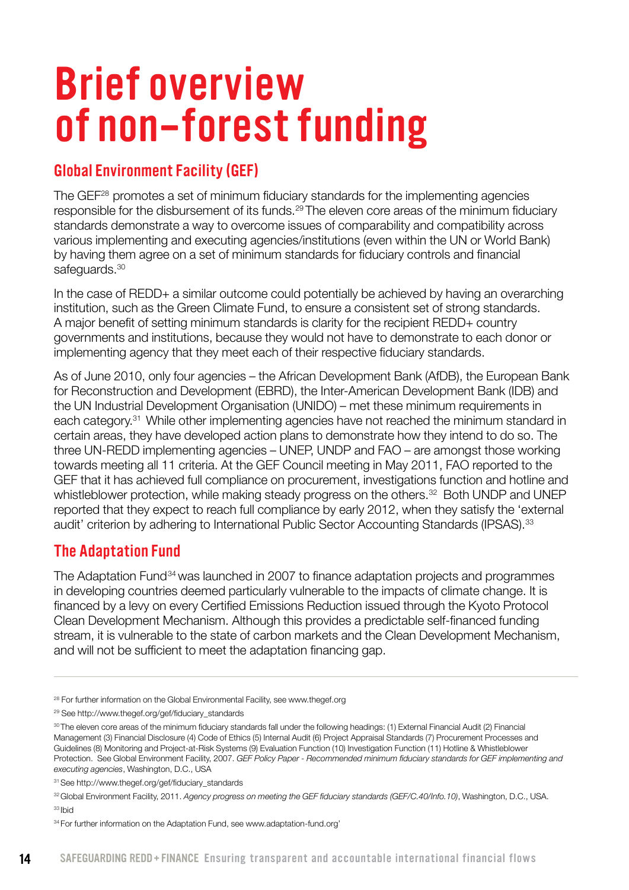# Brief overview of non–forest funding

## Global Environment Facility (GEF)

The GEF[28] promotes a set of minimum fiduciary standards for the implementing agencies responsible for the disbursement of its funds.[29] The eleven core areas of the minimum fiduciary standards demonstrate a way to overcome issues of comparability and compatibility across various implementing and executing agencies/institutions (even within the UN or World Bank) by having them agree on a set of minimum standards for fiduciary controls and financial safeguards.[30]

In the case of REDD+ a similar outcome could potentially be achieved by having an overarching institution, such as the Green Climate Fund, to ensure a consistent set of strong standards. A major benefit of setting minimum standards is clarity for the recipient REDD+ country governments and institutions, because they would not have to demonstrate to each donor or implementing agency that they meet each of their respective fiduciary standards.

As of June 2010, only four agencies – the African Development Bank (AfDB), the European Bank for Reconstruction and Development (EBRD), the Inter-American Development Bank (IDB) and the UN Industrial Development Organisation (UNIDO) – met these minimum requirements in each category.[31] While other implementing agencies have not reached the minimum standard in certain areas, they have developed action plans to demonstrate how they intend to do so. The three UN-REDD implementing agencies – UNEP, UNDP and FAO – are amongst those working towards meeting all 11 criteria. At the GEF Council meeting in May 2011, FAO reported to the GEF that it has achieved full compliance on procurement, investigations function and hotline and whistleblower protection, while making steady progress on the others.[32] Both UNDP and UNEP reported that they expect to reach full compliance by early 2012, when they satisfy the 'external audit' criterion by adhering to International Public Sector Accounting Standards (IPSAS).[33]

## The Adaptation Fund

The Adaptation Fund[34] was launched in 2007 to finance adaptation projects and programmes in developing countries deemed particularly vulnerable to the impacts of climate change. It is financed by a levy on every Certified Emissions Reduction issued through the Kyoto Protocol Clean Development Mechanism. Although this provides a predictable self-financed funding stream, it is vulnerable to the state of carbon markets and the Clean Development Mechanism, and will not be sufficient to meet the adaptation financing gap.

---

[28] For further information on the Global Environmental Facility, see www.thegef.org

[29] See http://www.thegef.org/gef/fiduciary_standards

[30] The eleven core areas of the minimum fiduciary standards fall under the following headings: (1) External Financial Audit (2) Financial Management (3) Financial Disclosure (4) Code of Ethics (5) Internal Audit (6) Project Appraisal Standards (7) Procurement Processes and Guidelines (8) Monitoring and Project-at-Risk Systems (9) Evaluation Function (10) Investigation Function (11) Hotline & Whistleblower Protection. See Global Environment Facility, 2007. *GEF Policy Paper - Recommended minimum fiduciary standards for GEF implementing and executing agencies*, Washington, D.C., USA

[31] See http://www.thegef.org/gef/fiduciary_standards

[32] Global Environment Facility, 2011. *Agency progress on meeting the GEF fiduciary standards (GEF/C.40/Info.10)*, Washington, D.C., USA.

[33] Ibid

[34] For further information on the Adaptation Fund, see www.adaptation-fund.org'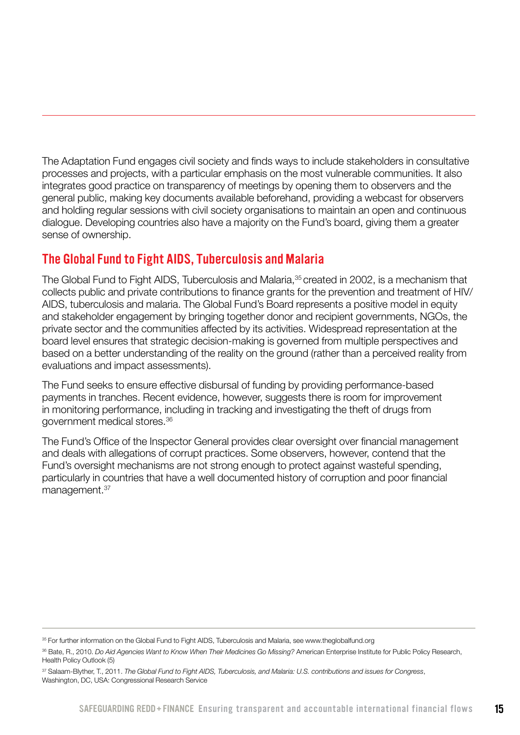The Adaptation Fund engages civil society and finds ways to include stakeholders in consultative processes and projects, with a particular emphasis on the most vulnerable communities. It also integrates good practice on transparency of meetings by opening them to observers and the general public, making key documents available beforehand, providing a webcast for observers and holding regular sessions with civil society organisations to maintain an open and continuous dialogue. Developing countries also have a majority on the Fund's board, giving them a greater sense of ownership.

## The Global Fund to Fight AIDS, Tuberculosis and Malaria

The Global Fund to Fight AIDS, Tuberculosis and Malaria,[35] created in 2002, is a mechanism that collects public and private contributions to finance grants for the prevention and treatment of HIV/AIDS, tuberculosis and malaria. The Global Fund's Board represents a positive model in equity and stakeholder engagement by bringing together donor and recipient governments, NGOs, the private sector and the communities affected by its activities. Widespread representation at the board level ensures that strategic decision-making is governed from multiple perspectives and based on a better understanding of the reality on the ground (rather than a perceived reality from evaluations and impact assessments).

The Fund seeks to ensure effective disbursal of funding by providing performance-based payments in tranches. Recent evidence, however, suggests there is room for improvement in monitoring performance, including in tracking and investigating the theft of drugs from government medical stores.[36]

The Fund's Office of the Inspector General provides clear oversight over financial management and deals with allegations of corrupt practices. Some observers, however, contend that the Fund's oversight mechanisms are not strong enough to protect against wasteful spending, particularly in countries that have a well documented history of corruption and poor financial management.[37]

---

[35] For further information on the Global Fund to Fight AIDS, Tuberculosis and Malaria, see www.theglobalfund.org

[36] Bate, R., 2010. *Do Aid Agencies Want to Know When Their Medicines Go Missing?* American Enterprise Institute for Public Policy Research, Health Policy Outlook (5)

[37] Salaam-Blyther, T., 2011. *The Global Fund to Fight AIDS, Tuberculosis, and Malaria: U.S. contributions and issues for Congress*, Washington, DC, USA: Congressional Research Service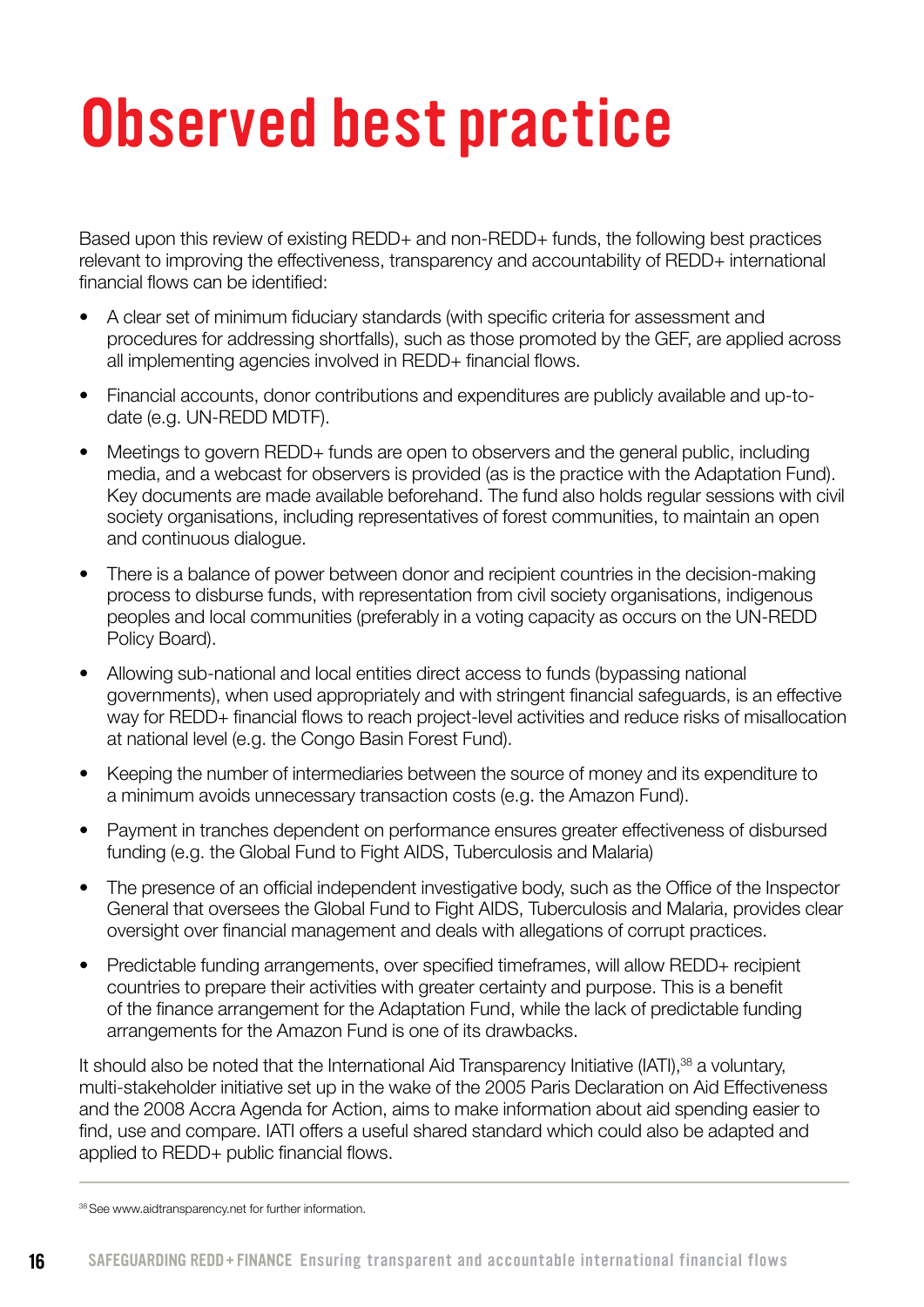# Observed best practice

Based upon this review of existing REDD+ and non-REDD+ funds, the following best practices relevant to improving the effectiveness, transparency and accountability of REDD+ international financial flows can be identified:

- A clear set of minimum fiduciary standards (with specific criteria for assessment and procedures for addressing shortfalls), such as those promoted by the GEF, are applied across all implementing agencies involved in REDD+ financial flows.
- Financial accounts, donor contributions and expenditures are publicly available and up-to-date (e.g. UN-REDD MDTF).
- Meetings to govern REDD+ funds are open to observers and the general public, including media, and a webcast for observers is provided (as is the practice with the Adaptation Fund). Key documents are made available beforehand. The fund also holds regular sessions with civil society organisations, including representatives of forest communities, to maintain an open and continuous dialogue.
- There is a balance of power between donor and recipient countries in the decision-making process to disburse funds, with representation from civil society organisations, indigenous peoples and local communities (preferably in a voting capacity as occurs on the UN-REDD Policy Board).
- Allowing sub-national and local entities direct access to funds (bypassing national governments), when used appropriately and with stringent financial safeguards, is an effective way for REDD+ financial flows to reach project-level activities and reduce risks of misallocation at national level (e.g. the Congo Basin Forest Fund).
- Keeping the number of intermediaries between the source of money and its expenditure to a minimum avoids unnecessary transaction costs (e.g. the Amazon Fund).
- Payment in tranches dependent on performance ensures greater effectiveness of disbursed funding (e.g. the Global Fund to Fight AIDS, Tuberculosis and Malaria)
- The presence of an official independent investigative body, such as the Office of the Inspector General that oversees the Global Fund to Fight AIDS, Tuberculosis and Malaria, provides clear oversight over financial management and deals with allegations of corrupt practices.
- Predictable funding arrangements, over specified timeframes, will allow REDD+ recipient countries to prepare their activities with greater certainty and purpose. This is a benefit of the finance arrangement for the Adaptation Fund, while the lack of predictable funding arrangements for the Amazon Fund is one of its drawbacks.

It should also be noted that the International Aid Transparency Initiative (IATI),[38] a voluntary, multi-stakeholder initiative set up in the wake of the 2005 Paris Declaration on Aid Effectiveness and the 2008 Accra Agenda for Action, aims to make information about aid spending easier to find, use and compare. IATI offers a useful shared standard which could also be adapted and applied to REDD+ public financial flows.

---

[38] See www.aidtransparency.net for further information.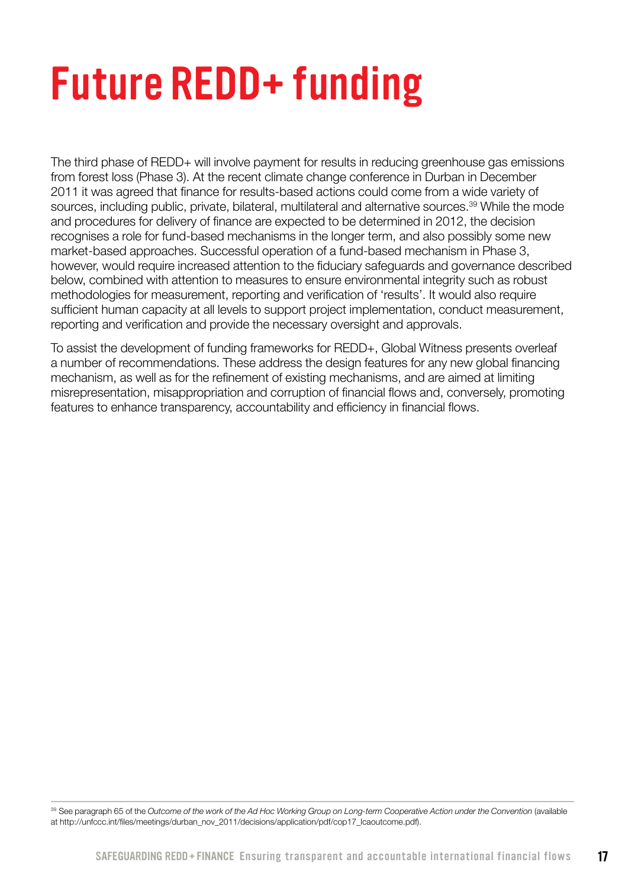# Future REDD+ funding

The third phase of REDD+ will involve payment for results in reducing greenhouse gas emissions from forest loss (Phase 3). At the recent climate change conference in Durban in December 2011 it was agreed that finance for results-based actions could come from a wide variety of sources, including public, private, bilateral, multilateral and alternative sources.[39] While the mode and procedures for delivery of finance are expected to be determined in 2012, the decision recognises a role for fund-based mechanisms in the longer term, and also possibly some new market-based approaches. Successful operation of a fund-based mechanism in Phase 3, however, would require increased attention to the fiduciary safeguards and governance described below, combined with attention to measures to ensure environmental integrity such as robust methodologies for measurement, reporting and verification of 'results'. It would also require sufficient human capacity at all levels to support project implementation, conduct measurement, reporting and verification and provide the necessary oversight and approvals.

To assist the development of funding frameworks for REDD+, Global Witness presents overleaf a number of recommendations. These address the design features for any new global financing mechanism, as well as for the refinement of existing mechanisms, and are aimed at limiting misrepresentation, misappropriation and corruption of financial flows and, conversely, promoting features to enhance transparency, accountability and efficiency in financial flows.

---

[39] See paragraph 65 of the *Outcome of the work of the Ad Hoc Working Group on Long-term Cooperative Action under the Convention* (available at http://unfccc.int/files/meetings/durban_nov_2011/decisions/application/pdf/cop17_lcaoutcome.pdf).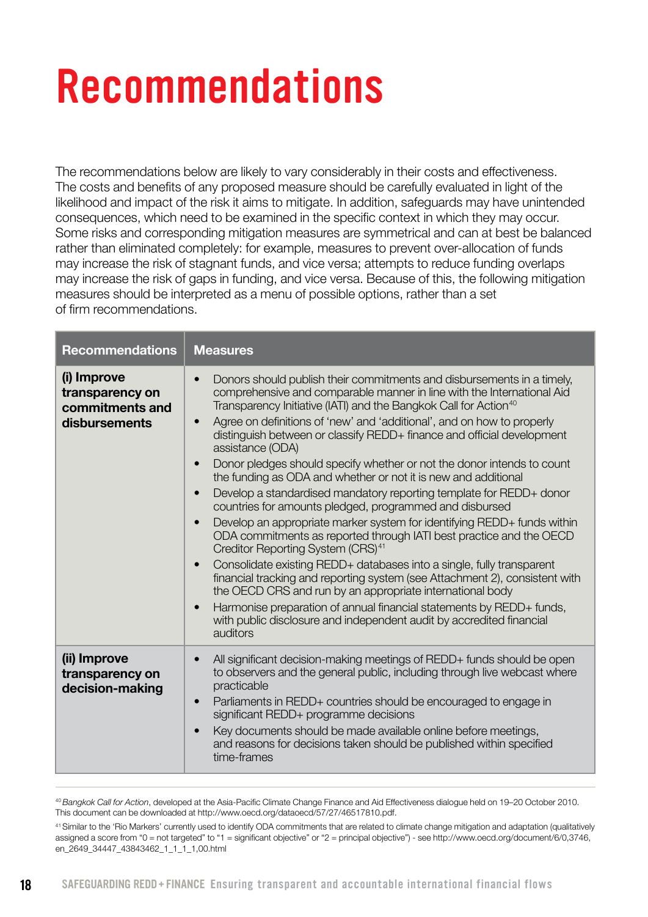# Recommendations

The recommendations below are likely to vary considerably in their costs and effectiveness. The costs and benefits of any proposed measure should be carefully evaluated in light of the likelihood and impact of the risk it aims to mitigate. In addition, safeguards may have unintended consequences, which need to be examined in the specific context in which they may occur. Some risks and corresponding mitigation measures are symmetrical and can at best be balanced rather than eliminated completely: for example, measures to prevent over-allocation of funds may increase the risk of stagnant funds, and vice versa; attempts to reduce funding overlaps may increase the risk of gaps in funding, and vice versa. Because of this, the following mitigation measures should be interpreted as a menu of possible options, rather than a set of firm recommendations.

| Recommendations | Measures |
| --- | --- |
| **(i) Improve transparency on commitments and disbursements** | • Donors should publish their commitments and disbursements in a timely, comprehensive and comparable manner in line with the International Aid Transparency Initiative (IATI) and the Bangkok Call for Action[40]<br>• Agree on definitions of 'new' and 'additional', and on how to properly distinguish between or classify REDD+ finance and official development assistance (ODA)<br>• Donor pledges should specify whether or not the donor intends to count the funding as ODA and whether or not it is new and additional<br>• Develop a standardised mandatory reporting template for REDD+ donor countries for amounts pledged, programmed and disbursed<br>• Develop an appropriate marker system for identifying REDD+ funds within ODA commitments as reported through IATI best practice and the OECD Creditor Reporting System (CRS)[41]<br>• Consolidate existing REDD+ databases into a single, fully transparent financial tracking and reporting system (see Attachment 2), consistent with the OECD CRS and run by an appropriate international body<br>• Harmonise preparation of annual financial statements by REDD+ funds, with public disclosure and independent audit by accredited financial auditors |
| **(ii) Improve transparency on decision-making** | • All significant decision-making meetings of REDD+ funds should be open to observers and the general public, including through live webcast where practicable<br>• Parliaments in REDD+ countries should be encouraged to engage in significant REDD+ programme decisions<br>• Key documents should be made available online before meetings, and reasons for decisions taken should be published within specified time-frames |

[40] *Bangkok Call for Action*, developed at the Asia-Pacific Climate Change Finance and Aid Effectiveness dialogue held on 19–20 October 2010. This document can be downloaded at http://www.oecd.org/dataoecd/57/27/46517810.pdf.

[41] Similar to the 'Rio Markers' currently used to identify ODA commitments that are related to climate change mitigation and adaptation (qualitatively assigned a score from "0 = not targeted" to "1 = significant objective" or "2 = principal objective") - see http://www.oecd.org/document/6/0,3746,en_2649_34447_43843462_1_1_1_1,00.html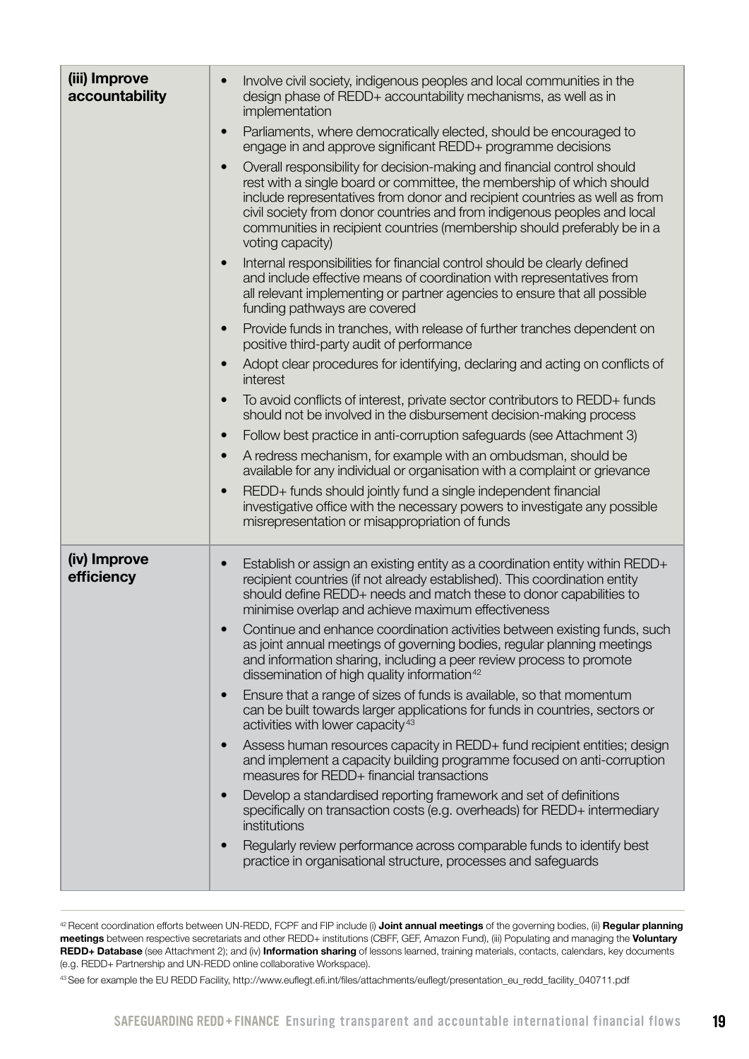| | |
|---|---|
| **(iii) Improve accountability** | • Involve civil society, indigenous peoples and local communities in the design phase of REDD+ accountability mechanisms, as well as in implementation<br>• Parliaments, where democratically elected, should be encouraged to engage in and approve significant REDD+ programme decisions<br>• Overall responsibility for decision-making and financial control should rest with a single board or committee, the membership of which should include representatives from donor and recipient countries as well as from civil society from donor countries and from indigenous peoples and local communities in recipient countries (membership should preferably be in a voting capacity)<br>• Internal responsibilities for financial control should be clearly defined and include effective means of coordination with representatives from all relevant implementing or partner agencies to ensure that all possible funding pathways are covered<br>• Provide funds in tranches, with release of further tranches dependent on positive third-party audit of performance<br>• Adopt clear procedures for identifying, declaring and acting on conflicts of interest<br>• To avoid conflicts of interest, private sector contributors to REDD+ funds should not be involved in the disbursement decision-making process<br>• Follow best practice in anti-corruption safeguards (see Attachment 3)<br>• A redress mechanism, for example with an ombudsman, should be available for any individual or organisation with a complaint or grievance<br>• REDD+ funds should jointly fund a single independent financial investigative office with the necessary powers to investigate any possible misrepresentation or misappropriation of funds |
| **(iv) Improve efficiency** | • Establish or assign an existing entity as a coordination entity within REDD+ recipient countries (if not already established). This coordination entity should define REDD+ needs and match these to donor capabilities to minimise overlap and achieve maximum effectiveness<br>• Continue and enhance coordination activities between existing funds, such as joint annual meetings of governing bodies, regular planning meetings and information sharing, including a peer review process to promote dissemination of high quality information[42]<br>• Ensure that a range of sizes of funds is available, so that momentum can be built towards larger applications for funds in countries, sectors or activities with lower capacity[43]<br>• Assess human resources capacity in REDD+ fund recipient entities; design and implement a capacity building programme focused on anti-corruption measures for REDD+ financial transactions<br>• Develop a standardised reporting framework and set of definitions specifically on transaction costs (e.g. overheads) for REDD+ intermediary institutions<br>• Regularly review performance across comparable funds to identify best practice in organisational structure, processes and safeguards |

[42] Recent coordination efforts between UN-REDD, FCPF and FIP include (i) **Joint annual meetings** of the governing bodies, (ii) **Regular planning meetings** between respective secretariats and other REDD+ institutions (CBFF, GEF, Amazon Fund), (iii) Populating and managing the **Voluntary REDD+ Database** (see Attachment 2); and (iv) **Information sharing** of lessons learned, training materials, contacts, calendars, key documents (e.g. REDD+ Partnership and UN-REDD online collaborative Workspace).

[43] See for example the EU REDD Facility, http://www.euflegt.efi.int/files/attachments/euflegt/presentation_eu_redd_facility_040711.pdf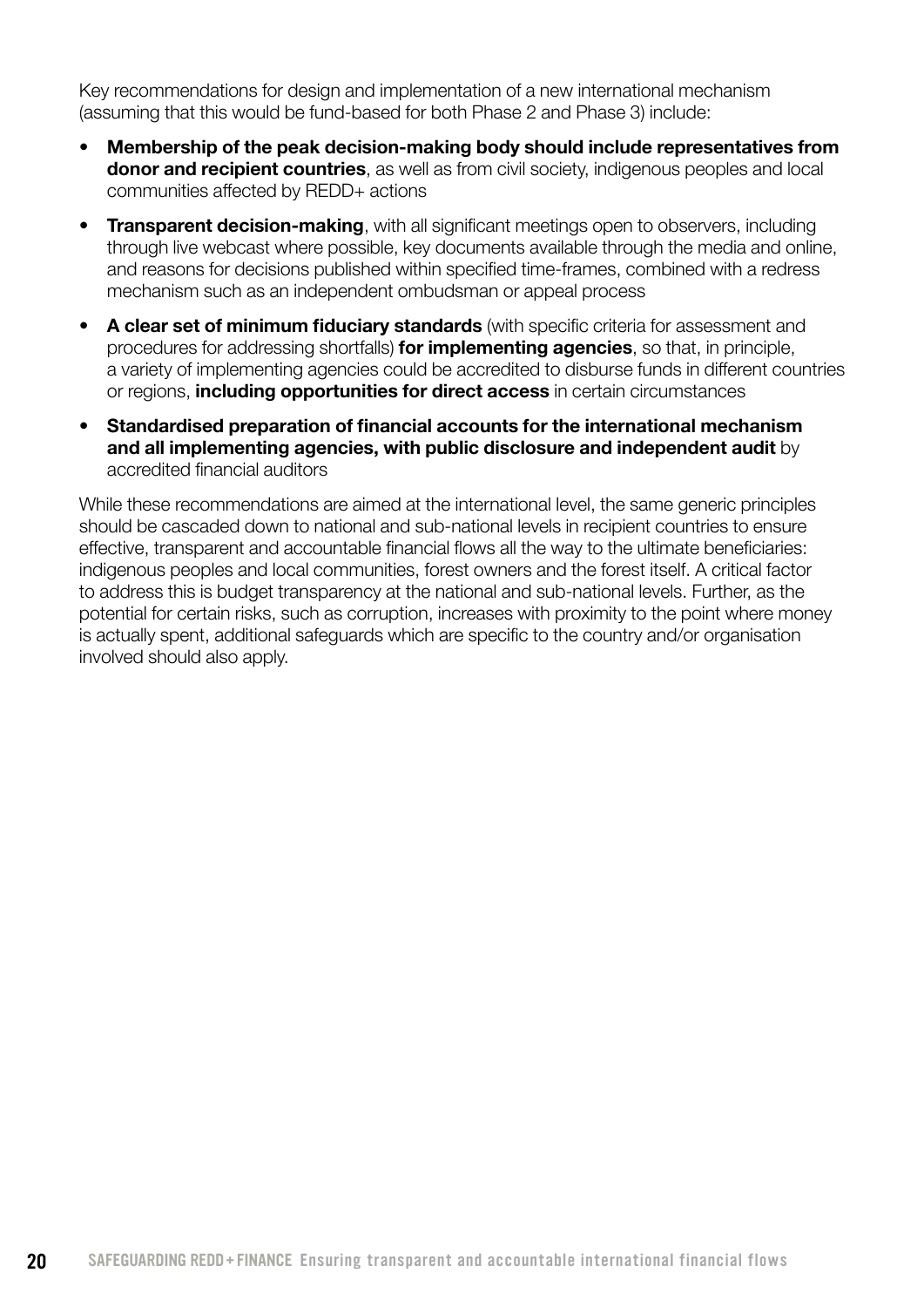Key recommendations for design and implementation of a new international mechanism (assuming that this would be fund-based for both Phase 2 and Phase 3) include:

- **Membership of the peak decision-making body should include representatives from donor and recipient countries**, as well as from civil society, indigenous peoples and local communities affected by REDD+ actions
- **Transparent decision-making**, with all significant meetings open to observers, including through live webcast where possible, key documents available through the media and online, and reasons for decisions published within specified time-frames, combined with a redress mechanism such as an independent ombudsman or appeal process
- **A clear set of minimum fiduciary standards** (with specific criteria for assessment and procedures for addressing shortfalls) **for implementing agencies**, so that, in principle, a variety of implementing agencies could be accredited to disburse funds in different countries or regions, **including opportunities for direct access** in certain circumstances
- **Standardised preparation of financial accounts for the international mechanism and all implementing agencies, with public disclosure and independent audit** by accredited financial auditors

While these recommendations are aimed at the international level, the same generic principles should be cascaded down to national and sub-national levels in recipient countries to ensure effective, transparent and accountable financial flows all the way to the ultimate beneficiaries: indigenous peoples and local communities, forest owners and the forest itself. A critical factor to address this is budget transparency at the national and sub-national levels. Further, as the potential for certain risks, such as corruption, increases with proximity to the point where money is actually spent, additional safeguards which are specific to the country and/or organisation involved should also apply.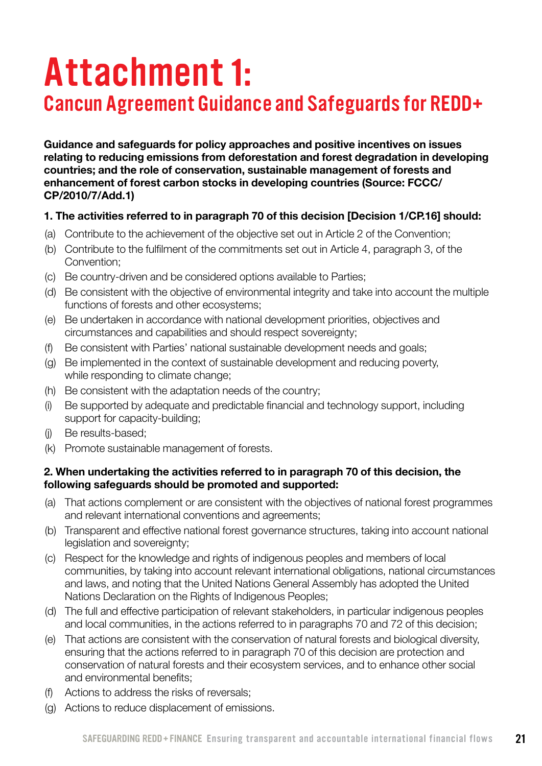# Attachment 1:

## Cancun Agreement Guidance and Safeguards for REDD+

**Guidance and safeguards for policy approaches and positive incentives on issues relating to reducing emissions from deforestation and forest degradation in developing countries; and the role of conservation, sustainable management of forests and enhancement of forest carbon stocks in developing countries (Source: FCCC/CP/2010/7/Add.1)**

**1. The activities referred to in paragraph 70 of this decision [Decision 1/CP.16] should:**

(a) Contribute to the achievement of the objective set out in Article 2 of the Convention;

(b) Contribute to the fulfilment of the commitments set out in Article 4, paragraph 3, of the Convention;

(c) Be country-driven and be considered options available to Parties;

(d) Be consistent with the objective of environmental integrity and take into account the multiple functions of forests and other ecosystems;

(e) Be undertaken in accordance with national development priorities, objectives and circumstances and capabilities and should respect sovereignty;

(f) Be consistent with Parties' national sustainable development needs and goals;

(g) Be implemented in the context of sustainable development and reducing poverty, while responding to climate change;

(h) Be consistent with the adaptation needs of the country;

(i) Be supported by adequate and predictable financial and technology support, including support for capacity-building;

(j) Be results-based;

(k) Promote sustainable management of forests.

**2. When undertaking the activities referred to in paragraph 70 of this decision, the following safeguards should be promoted and supported:**

(a) That actions complement or are consistent with the objectives of national forest programmes and relevant international conventions and agreements;

(b) Transparent and effective national forest governance structures, taking into account national legislation and sovereignty;

(c) Respect for the knowledge and rights of indigenous peoples and members of local communities, by taking into account relevant international obligations, national circumstances and laws, and noting that the United Nations General Assembly has adopted the United Nations Declaration on the Rights of Indigenous Peoples;

(d) The full and effective participation of relevant stakeholders, in particular indigenous peoples and local communities, in the actions referred to in paragraphs 70 and 72 of this decision;

(e) That actions are consistent with the conservation of natural forests and biological diversity, ensuring that the actions referred to in paragraph 70 of this decision are protection and conservation of natural forests and their ecosystem services, and to enhance other social and environmental benefits;

(f) Actions to address the risks of reversals;

(g) Actions to reduce displacement of emissions.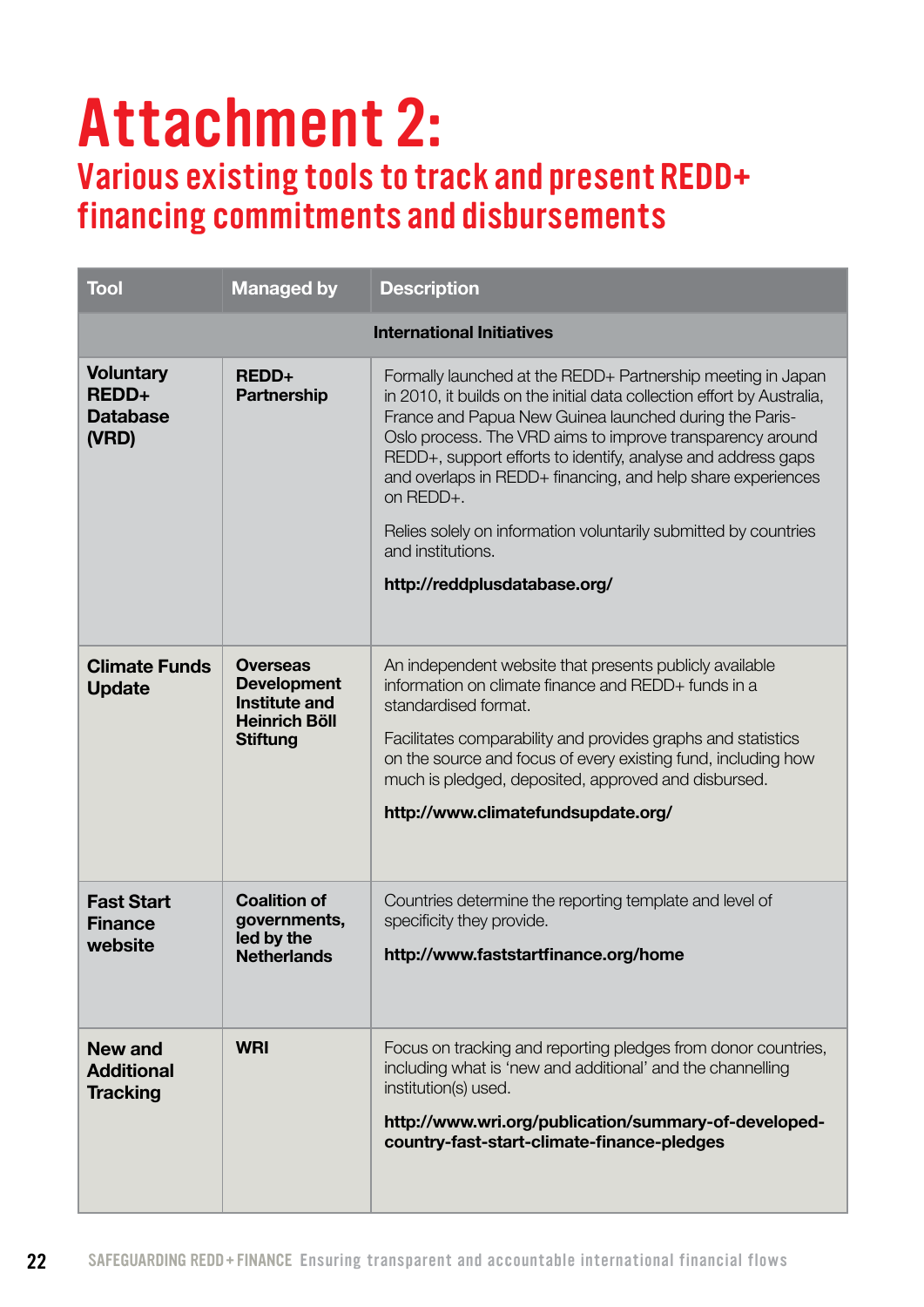# Attachment 2:

## Various existing tools to track and present REDD+ financing commitments and disbursements

| Tool | Managed by | Description |
| --- | --- | --- |
| | | **International Initiatives** |
| **Voluntary REDD+ Database (VRD)** | **REDD+ Partnership** | Formally launched at the REDD+ Partnership meeting in Japan in 2010, it builds on the initial data collection effort by Australia, France and Papua New Guinea launched during the Paris-Oslo process. The VRD aims to improve transparency around REDD+, support efforts to identify, analyse and address gaps and overlaps in REDD+ financing, and help share experiences on REDD+.<br><br>Relies solely on information voluntarily submitted by countries and institutions.<br><br>**http://reddplusdatabase.org/** |
| **Climate Funds Update** | **Overseas Development Institute and Heinrich Böll Stiftung** | An independent website that presents publicly available information on climate finance and REDD+ funds in a standardised format.<br><br>Facilitates comparability and provides graphs and statistics on the source and focus of every existing fund, including how much is pledged, deposited, approved and disbursed.<br><br>**http://www.climatefundsupdate.org/** |
| **Fast Start Finance website** | **Coalition of governments, led by the Netherlands** | Countries determine the reporting template and level of specificity they provide.<br><br>**http://www.faststartfinance.org/home** |
| **New and Additional Tracking** | **WRI** | Focus on tracking and reporting pledges from donor countries, including what is 'new and additional' and the channelling institution(s) used.<br><br>**http://www.wri.org/publication/summary-of-developed-country-fast-start-climate-finance-pledges** |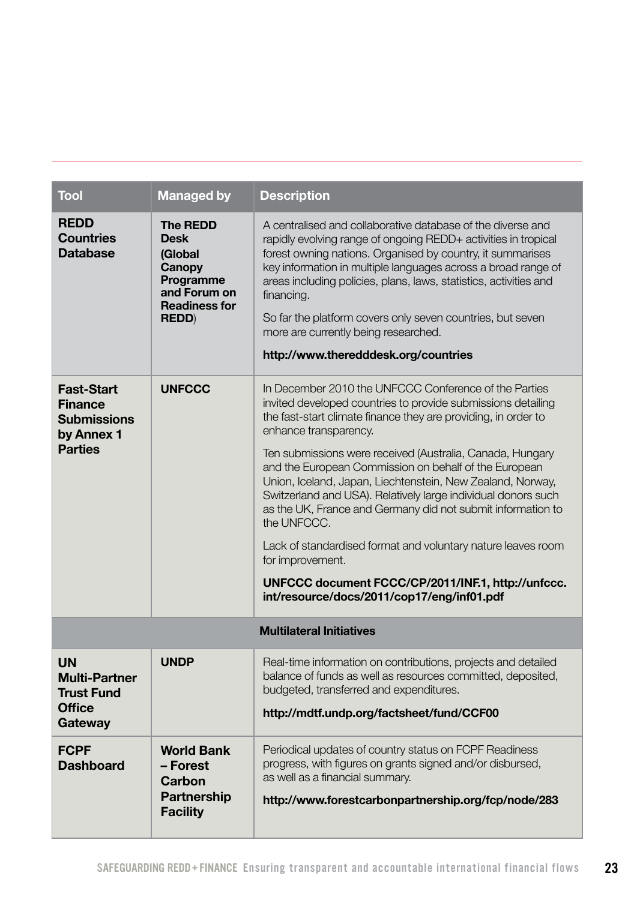| Tool | Managed by | Description |
|---|---|---|
| **REDD Countries Database** | **The REDD Desk (Global Canopy Programme and Forum on Readiness for REDD)** | A centralised and collaborative database of the diverse and rapidly evolving range of ongoing REDD+ activities in tropical forest owning nations. Organised by country, it summarises key information in multiple languages across a broad range of areas including policies, plans, laws, statistics, activities and financing.<br><br>So far the platform covers only seven countries, but seven more are currently being researched.<br><br>**http://www.theredddesk.org/countries** |
| **Fast-Start Finance Submissions by Annex 1 Parties** | **UNFCCC** | In December 2010 the UNFCCC Conference of the Parties invited developed countries to provide submissions detailing the fast-start climate finance they are providing, in order to enhance transparency.<br><br>Ten submissions were received (Australia, Canada, Hungary and the European Commission on behalf of the European Union, Iceland, Japan, Liechtenstein, New Zealand, Norway, Switzerland and USA). Relatively large individual donors such as the UK, France and Germany did not submit information to the UNFCCC.<br><br>Lack of standardised format and voluntary nature leaves room for improvement.<br><br>**UNFCCC document FCCC/CP/2011/INF.1, http://unfccc.int/resource/docs/2011/cop17/eng/inf01.pdf** |
| | | **Multilateral Initiatives** |
| **UN Multi-Partner Trust Fund Office Gateway** | **UNDP** | Real-time information on contributions, projects and detailed balance of funds as well as resources committed, deposited, budgeted, transferred and expenditures.<br><br>**http://mdtf.undp.org/factsheet/fund/CCF00** |
| **FCPF Dashboard** | **World Bank – Forest Carbon Partnership Facility** | Periodical updates of country status on FCPF Readiness progress, with figures on grants signed and/or disbursed, as well as a financial summary.<br><br>**http://www.forestcarbonpartnership.org/fcp/node/283** |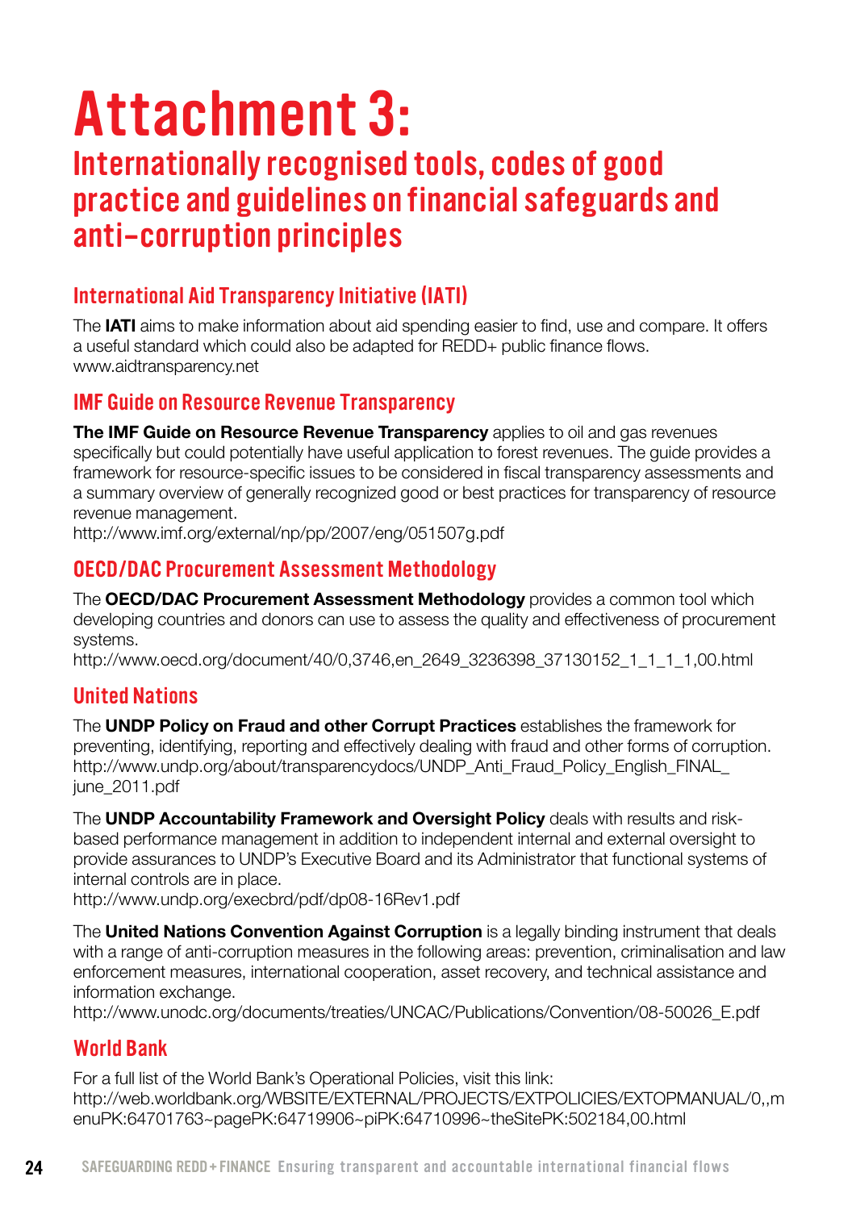# Attachment 3:

## Internationally recognised tools, codes of good practice and guidelines on financial safeguards and anti-corruption principles

### International Aid Transparency Initiative (IATI)

The **IATI** aims to make information about aid spending easier to find, use and compare. It offers a useful standard which could also be adapted for REDD+ public finance flows.
www.aidtransparency.net

### IMF Guide on Resource Revenue Transparency

**The IMF Guide on Resource Revenue Transparency** applies to oil and gas revenues specifically but could potentially have useful application to forest revenues. The guide provides a framework for resource-specific issues to be considered in fiscal transparency assessments and a summary overview of generally recognized good or best practices for transparency of resource revenue management.
http://www.imf.org/external/np/pp/2007/eng/051507g.pdf

### OECD/DAC Procurement Assessment Methodology

The **OECD/DAC Procurement Assessment Methodology** provides a common tool which developing countries and donors can use to assess the quality and effectiveness of procurement systems.
http://www.oecd.org/document/40/0,3746,en_2649_3236398_37130152_1_1_1_1,00.html

### United Nations

The **UNDP Policy on Fraud and other Corrupt Practices** establishes the framework for preventing, identifying, reporting and effectively dealing with fraud and other forms of corruption.
http://www.undp.org/about/transparencydocs/UNDP_Anti_Fraud_Policy_English_FINAL_june_2011.pdf

The **UNDP Accountability Framework and Oversight Policy** deals with results and risk-based performance management in addition to independent internal and external oversight to provide assurances to UNDP's Executive Board and its Administrator that functional systems of internal controls are in place.
http://www.undp.org/execbrd/pdf/dp08-16Rev1.pdf

The **United Nations Convention Against Corruption** is a legally binding instrument that deals with a range of anti-corruption measures in the following areas: prevention, criminalisation and law enforcement measures, international cooperation, asset recovery, and technical assistance and information exchange.
http://www.unodc.org/documents/treaties/UNCAC/Publications/Convention/08-50026_E.pdf

### World Bank

For a full list of the World Bank's Operational Policies, visit this link:
http://web.worldbank.org/WBSITE/EXTERNAL/PROJECTS/EXTPOLICIES/EXTOPMANUAL/0,,menuPK:64701763~pagePK:64719906~piPK:64710996~theSitePK:502184,00.html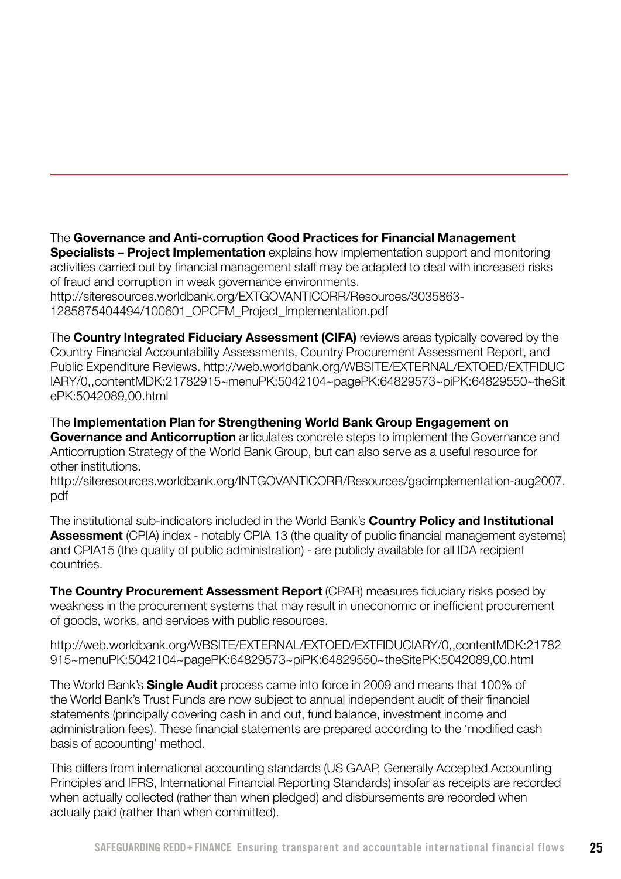The **Governance and Anti-corruption Good Practices for Financial Management Specialists – Project Implementation** explains how implementation support and monitoring activities carried out by financial management staff may be adapted to deal with increased risks of fraud and corruption in weak governance environments. http://siteresources.worldbank.org/EXTGOVANTICORR/Resources/3035863-1285875404494/100601_OPCFM_Project_Implementation.pdf

The **Country Integrated Fiduciary Assessment (CIFA)** reviews areas typically covered by the Country Financial Accountability Assessments, Country Procurement Assessment Report, and Public Expenditure Reviews. http://web.worldbank.org/WBSITE/EXTERNAL/EXTOED/EXTFIDUCIARY/0,,contentMDK:21782915~menuPK:5042104~pagePK:64829573~piPK:64829550~theSitePK:5042089,00.html

The **Implementation Plan for Strengthening World Bank Group Engagement on Governance and Anticorruption** articulates concrete steps to implement the Governance and Anticorruption Strategy of the World Bank Group, but can also serve as a useful resource for other institutions.
http://siteresources.worldbank.org/INTGOVANTICORR/Resources/gacimplementation-aug2007.pdf

The institutional sub-indicators included in the World Bank's **Country Policy and Institutional Assessment** (CPIA) index - notably CPIA 13 (the quality of public financial management systems) and CPIA15 (the quality of public administration) - are publicly available for all IDA recipient countries.

**The Country Procurement Assessment Report** (CPAR) measures fiduciary risks posed by weakness in the procurement systems that may result in uneconomic or inefficient procurement of goods, works, and services with public resources.

http://web.worldbank.org/WBSITE/EXTERNAL/EXTOED/EXTFIDUCIARY/0,,contentMDK:21782915~menuPK:5042104~pagePK:64829573~piPK:64829550~theSitePK:5042089,00.html

The World Bank's **Single Audit** process came into force in 2009 and means that 100% of the World Bank's Trust Funds are now subject to annual independent audit of their financial statements (principally covering cash in and out, fund balance, investment income and administration fees). These financial statements are prepared according to the 'modified cash basis of accounting' method.

This differs from international accounting standards (US GAAP, Generally Accepted Accounting Principles and IFRS, International Financial Reporting Standards) insofar as receipts are recorded when actually collected (rather than when pledged) and disbursements are recorded when actually paid (rather than when committed).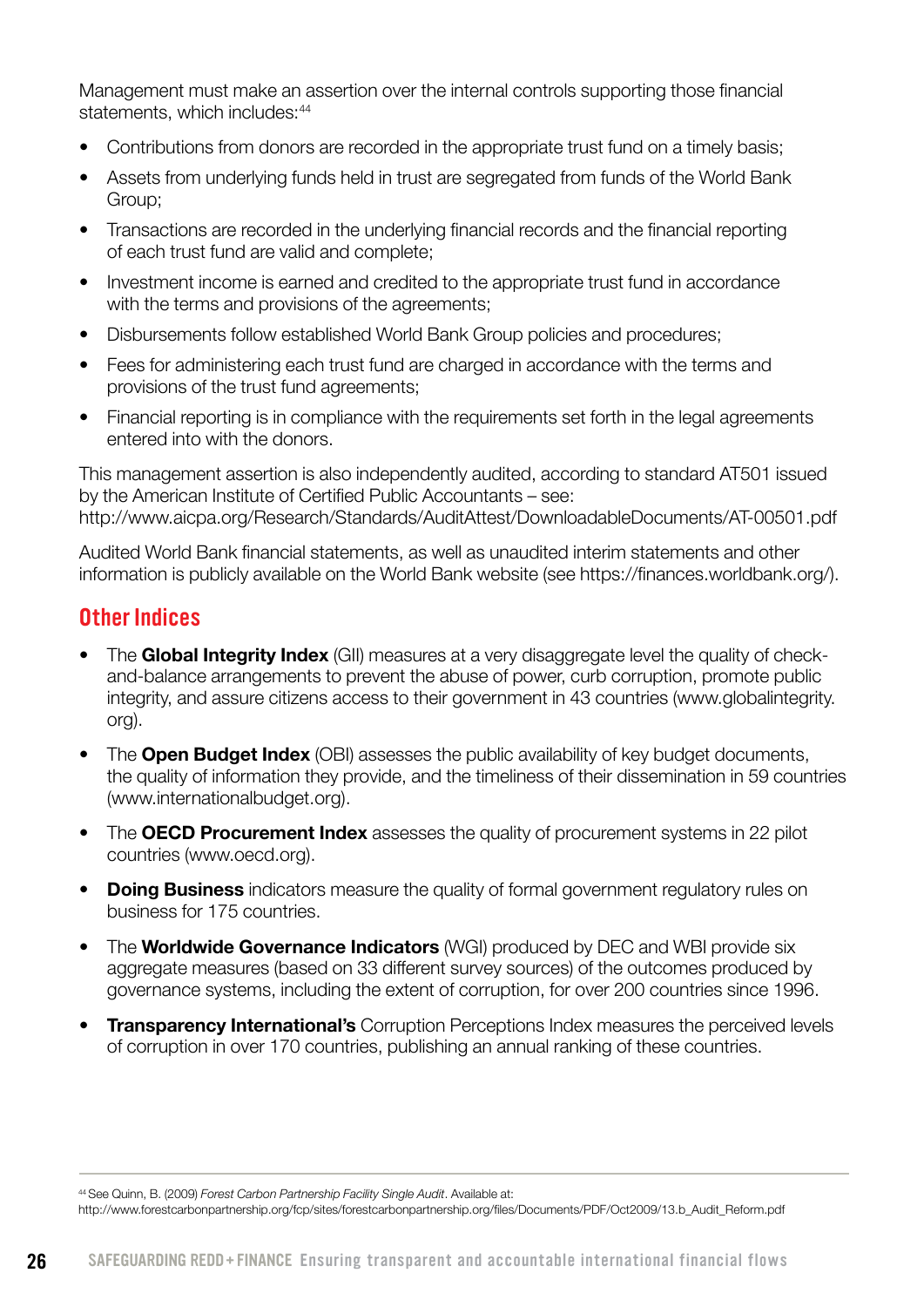Management must make an assertion over the internal controls supporting those financial statements, which includes:[44]

- Contributions from donors are recorded in the appropriate trust fund on a timely basis;
- Assets from underlying funds held in trust are segregated from funds of the World Bank Group;
- Transactions are recorded in the underlying financial records and the financial reporting of each trust fund are valid and complete;
- Investment income is earned and credited to the appropriate trust fund in accordance with the terms and provisions of the agreements;
- Disbursements follow established World Bank Group policies and procedures;
- Fees for administering each trust fund are charged in accordance with the terms and provisions of the trust fund agreements;
- Financial reporting is in compliance with the requirements set forth in the legal agreements entered into with the donors.

This management assertion is also independently audited, according to standard AT501 issued by the American Institute of Certified Public Accountants – see: http://www.aicpa.org/Research/Standards/AuditAttest/DownloadableDocuments/AT-00501.pdf

Audited World Bank financial statements, as well as unaudited interim statements and other information is publicly available on the World Bank website (see https://finances.worldbank.org/).

## Other Indices

- The **Global Integrity Index** (GII) measures at a very disaggregate level the quality of check-and-balance arrangements to prevent the abuse of power, curb corruption, promote public integrity, and assure citizens access to their government in 43 countries (www.globalintegrity.org).
- The **Open Budget Index** (OBI) assesses the public availability of key budget documents, the quality of information they provide, and the timeliness of their dissemination in 59 countries (www.internationalbudget.org).
- The **OECD Procurement Index** assesses the quality of procurement systems in 22 pilot countries (www.oecd.org).
- **Doing Business** indicators measure the quality of formal government regulatory rules on business for 175 countries.
- The **Worldwide Governance Indicators** (WGI) produced by DEC and WBI provide six aggregate measures (based on 33 different survey sources) of the outcomes produced by governance systems, including the extent of corruption, for over 200 countries since 1996.
- **Transparency International's** Corruption Perceptions Index measures the perceived levels of corruption in over 170 countries, publishing an annual ranking of these countries.

---

[44] See Quinn, B. (2009) *Forest Carbon Partnership Facility Single Audit*. Available at: http://www.forestcarbonpartnership.org/fcp/sites/forestcarbonpartnership.org/files/Documents/PDF/Oct2009/13.b_Audit_Reform.pdf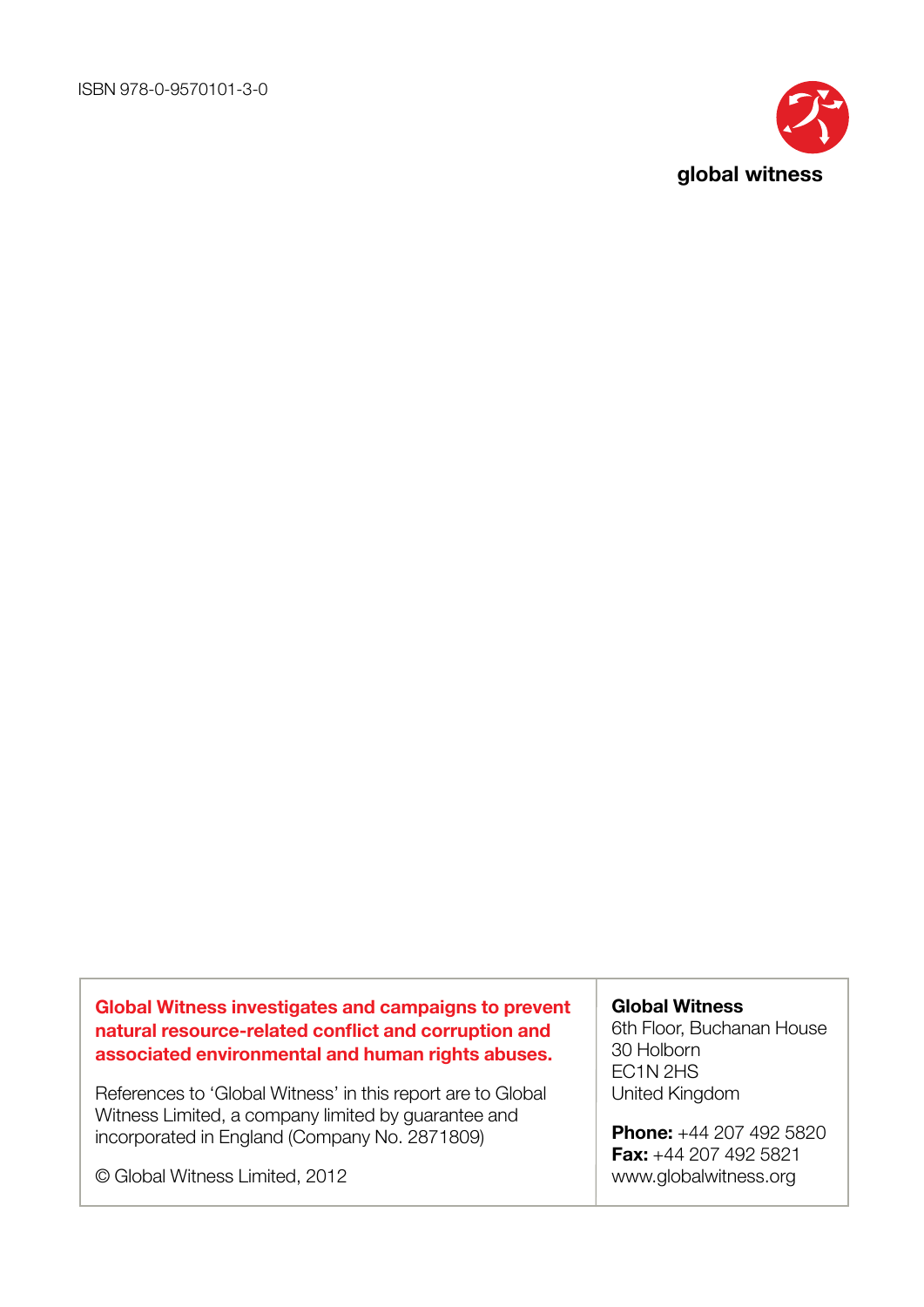ISBN 978-0-9570101-3-0

global witness

**Global Witness investigates and campaigns to prevent natural resource-related conflict and corruption and associated environmental and human rights abuses.**

References to 'Global Witness' in this report are to Global Witness Limited, a company limited by guarantee and incorporated in England (Company No. 2871809)

© Global Witness Limited, 2012

**Global Witness**
6th Floor, Buchanan House
30 Holborn
EC1N 2HS
United Kingdom

**Phone:** +44 207 492 5820
**Fax:** +44 207 492 5821
www.globalwitness.org